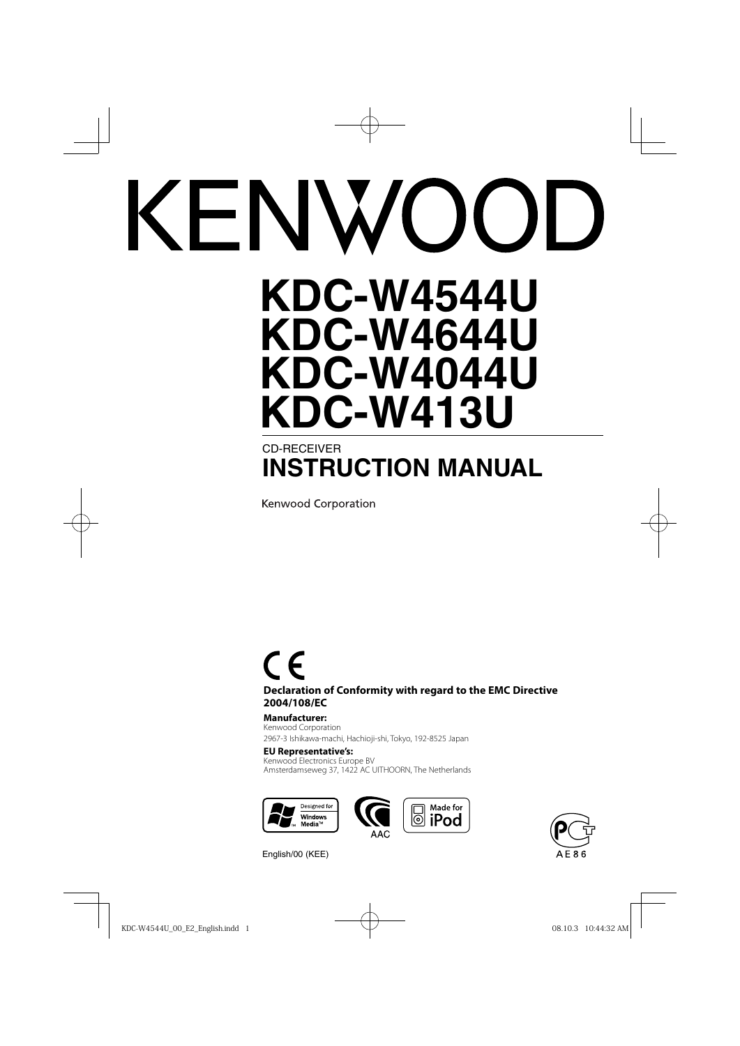# KENWOOD

# KDC-W4544U
# KDC-W4644U
# KDC-W4044U
# KDC-W413U

CD-RECEIVER

## INSTRUCTION MANUAL

Kenwood Corporation

CE

**Declaration of Conformity with regard to the EMC Directive 2004/108/EC**

**Manufacturer:**
Kenwood Corporation
2967-3 Ishikawa-machi, Hachioji-shi, Tokyo, 192-8525 Japan

**EU Representative's:**
Kenwood Electronics Europe BV
Amsterdamseweg 37, 1422 AC UITHOORN, The Netherlands

Designed for Windows Media™

AAC

Made for iPod

AE86

English/00 (KEE)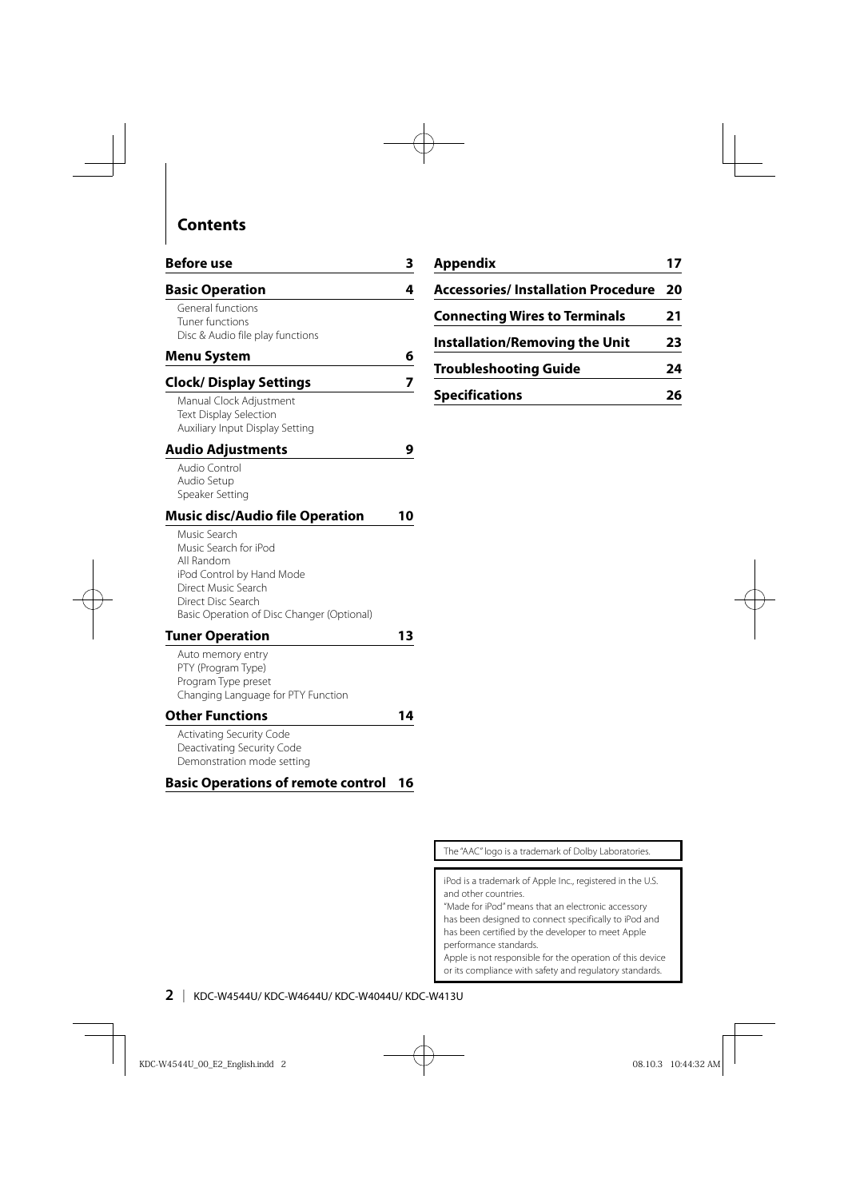# Contents

**Before use** 3

**Basic Operation** 4
- General functions
- Tuner functions
- Disc & Audio file play functions

**Menu System** 6

**Clock/ Display Settings** 7
- Manual Clock Adjustment
- Text Display Selection
- Auxiliary Input Display Setting

**Audio Adjustments** 9
- Audio Control
- Audio Setup
- Speaker Setting

**Music disc/Audio file Operation** 10
- Music Search
- Music Search for iPod
- All Random
- iPod Control by Hand Mode
- Direct Music Search
- Direct Disc Search
- Basic Operation of Disc Changer (Optional)

**Tuner Operation** 13
- Auto memory entry
- PTY (Program Type)
- Program Type preset
- Changing Language for PTY Function

**Other Functions** 14
- Activating Security Code
- Deactivating Security Code
- Demonstration mode setting

**Basic Operations of remote control** 16

**Appendix** 17

**Accessories/ Installation Procedure** 20

**Connecting Wires to Terminals** 21

**Installation/Removing the Unit** 23

**Troubleshooting Guide** 24

**Specifications** 26

The "AAC" logo is a trademark of Dolby Laboratories.

iPod is a trademark of Apple Inc., registered in the U.S. and other countries.
"Made for iPod" means that an electronic accessory has been designed to connect specifically to iPod and has been certified by the developer to meet Apple performance standards.
Apple is not responsible for the operation of this device or its compliance with safety and regulatory standards.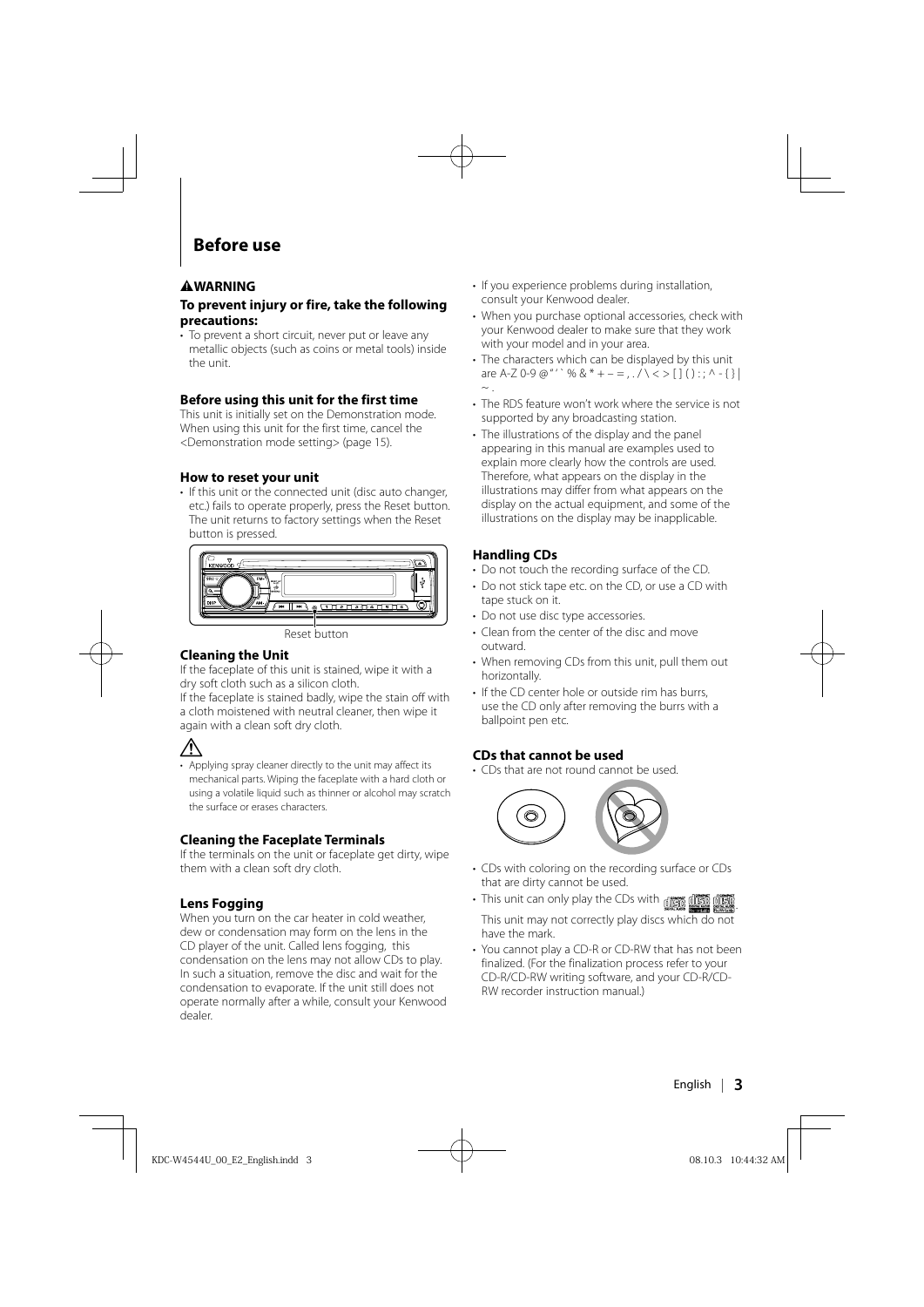# Before use

**⚠WARNING**

**To prevent injury or fire, take the following precautions:**

- To prevent a short circuit, never put or leave any metallic objects (such as coins or metal tools) inside the unit.

### Before using this unit for the first time

This unit is initially set on the Demonstration mode. When using this unit for the first time, cancel the <Demonstration mode setting> (page 15).

### How to reset your unit

- If this unit or the connected unit (disc auto changer, etc.) fails to operate properly, press the Reset button. The unit returns to factory settings when the Reset button is pressed.

Reset button

### Cleaning the Unit

If the faceplate of this unit is stained, wipe it with a dry soft cloth such as a silicon cloth.
If the faceplate is stained badly, wipe the stain off with a cloth moistened with neutral cleaner, then wipe it again with a clean soft dry cloth.

⚠

- Applying spray cleaner directly to the unit may affect its mechanical parts. Wiping the faceplate with a hard cloth or using a volatile liquid such as thinner or alcohol may scratch the surface or erases characters.

### Cleaning the Faceplate Terminals

If the terminals on the unit or faceplate get dirty, wipe them with a clean soft dry cloth.

### Lens Fogging

When you turn on the car heater in cold weather, dew or condensation may form on the lens in the CD player of the unit. Called lens fogging, this condensation on the lens may not allow CDs to play. In such a situation, remove the disc and wait for the condensation to evaporate. If the unit still does not operate normally after a while, consult your Kenwood dealer.

- If you experience problems during installation, consult your Kenwood dealer.
- When you purchase optional accessories, check with your Kenwood dealer to make sure that they work with your model and in your area.
- The characters which can be displayed by this unit are A-Z 0-9 @ " ' ` % & * + – = , . / \ < > [ ] ( ) : ; ^ - { } | ~ .
- The RDS feature won't work where the service is not supported by any broadcasting station.
- The illustrations of the display and the panel appearing in this manual are examples used to explain more clearly how the controls are used. Therefore, what appears on the display in the illustrations may differ from what appears on the display on the actual equipment, and some of the illustrations on the display may be inapplicable.

### Handling CDs

- Do not touch the recording surface of the CD.
- Do not stick tape etc. on the CD, or use a CD with tape stuck on it.
- Do not use disc type accessories.
- Clean from the center of the disc and move outward.
- When removing CDs from this unit, pull them out horizontally.
- If the CD center hole or outside rim has burrs, use the CD only after removing the burrs with a ballpoint pen etc.

### CDs that cannot be used

- CDs that are not round cannot be used.
- CDs with coloring on the recording surface or CDs that are dirty cannot be used.
- This unit can only play the CDs with the disc marks.
  This unit may not correctly play discs which do not have the mark.
- You cannot play a CD-R or CD-RW that has not been finalized. (For the finalization process refer to your CD-R/CD-RW writing software, and your CD-R/CD-RW recorder instruction manual.)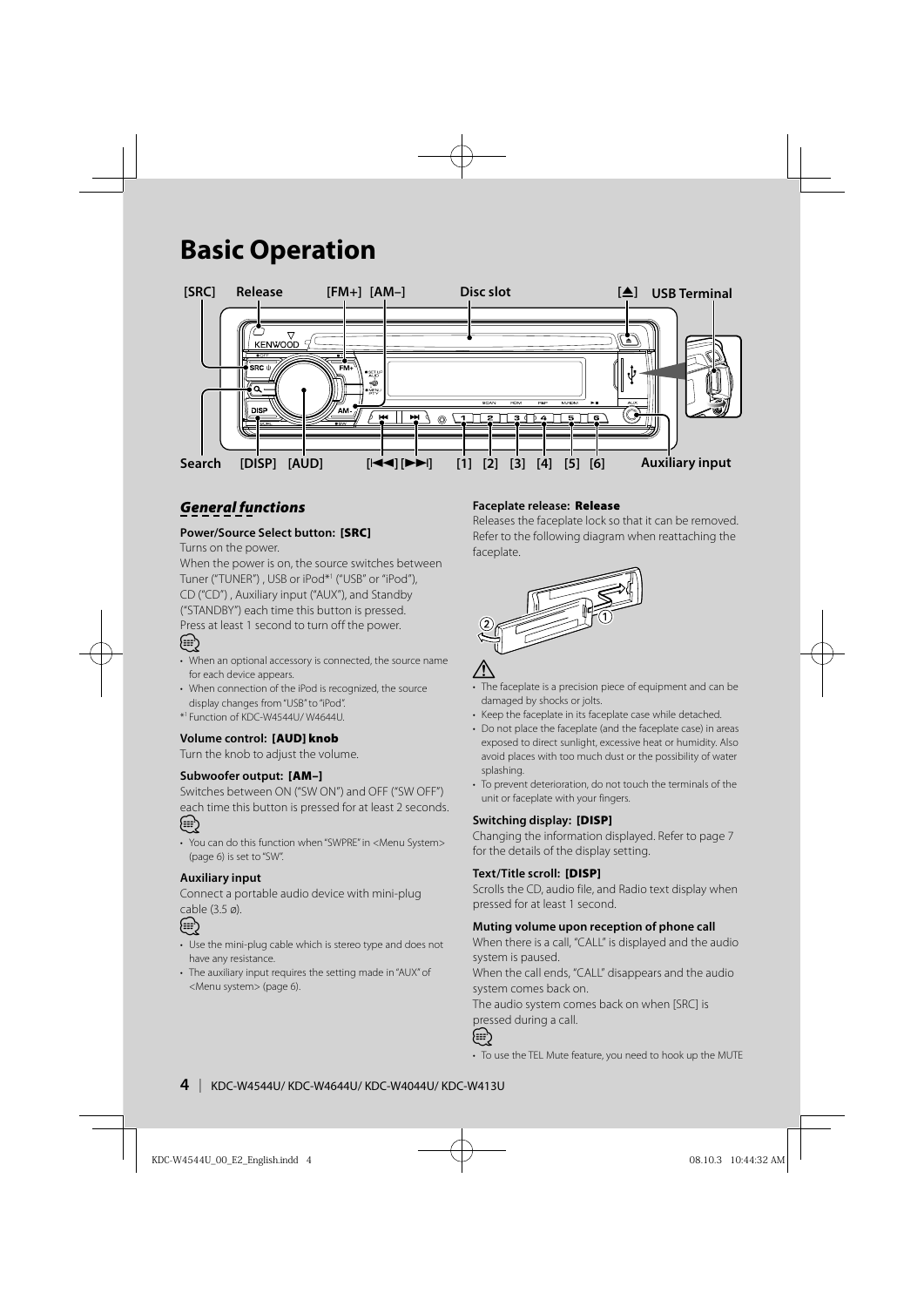# Basic Operation

[SRC] Release [FM+] [AM–] Disc slot [▲] USB Terminal

Search [DISP] [AUD] [|◄◄] [►►|] [1] [2] [3] [4] [5] [6] Auxiliary input

## General functions

**Power/Source Select button: [SRC]**

Turns on the power.

When the power is on, the source switches between Tuner ("TUNER") , USB or iPod*1 ("USB" or "iPod"), CD ("CD") , Auxiliary input ("AUX"), and Standby ("STANDBY") each time this button is pressed.

Press at least 1 second to turn off the power.

- When an optional accessory is connected, the source name for each device appears.
- When connection of the iPod is recognized, the source display changes from "USB" to "iPod".

*1 Function of KDC-W4544U/ W4644U.

**Volume control: [AUD] knob**

Turn the knob to adjust the volume.

**Subwoofer output: [AM–]**

Switches between ON ("SW ON") and OFF ("SW OFF") each time this button is pressed for at least 2 seconds.

- You can do this function when "SWPRE" in <Menu System> (page 6) is set to "SW".

**Auxiliary input**

Connect a portable audio device with mini-plug cable (3.5 ø).

- Use the mini-plug cable which is stereo type and does not have any resistance.
- The auxiliary input requires the setting made in "AUX" of <Menu system> (page 6).

**Faceplate release: Release**

Releases the faceplate lock so that it can be removed. Refer to the following diagram when reattaching the faceplate.

⚠

- The faceplate is a precision piece of equipment and can be damaged by shocks or jolts.
- Keep the faceplate in its faceplate case while detached.
- Do not place the faceplate (and the faceplate case) in areas exposed to direct sunlight, excessive heat or humidity. Also avoid places with too much dust or the possibility of water splashing.
- To prevent deterioration, do not touch the terminals of the unit or faceplate with your fingers.

**Switching display: [DISP]**

Changing the information displayed. Refer to page 7 for the details of the display setting.

**Text/Title scroll: [DISP]**

Scrolls the CD, audio file, and Radio text display when pressed for at least 1 second.

**Muting volume upon reception of phone call**

When there is a call, "CALL" is displayed and the audio system is paused.

When the call ends, "CALL" disappears and the audio system comes back on.

The audio system comes back on when [SRC] is pressed during a call.

- To use the TEL Mute feature, you need to hook up the MUTE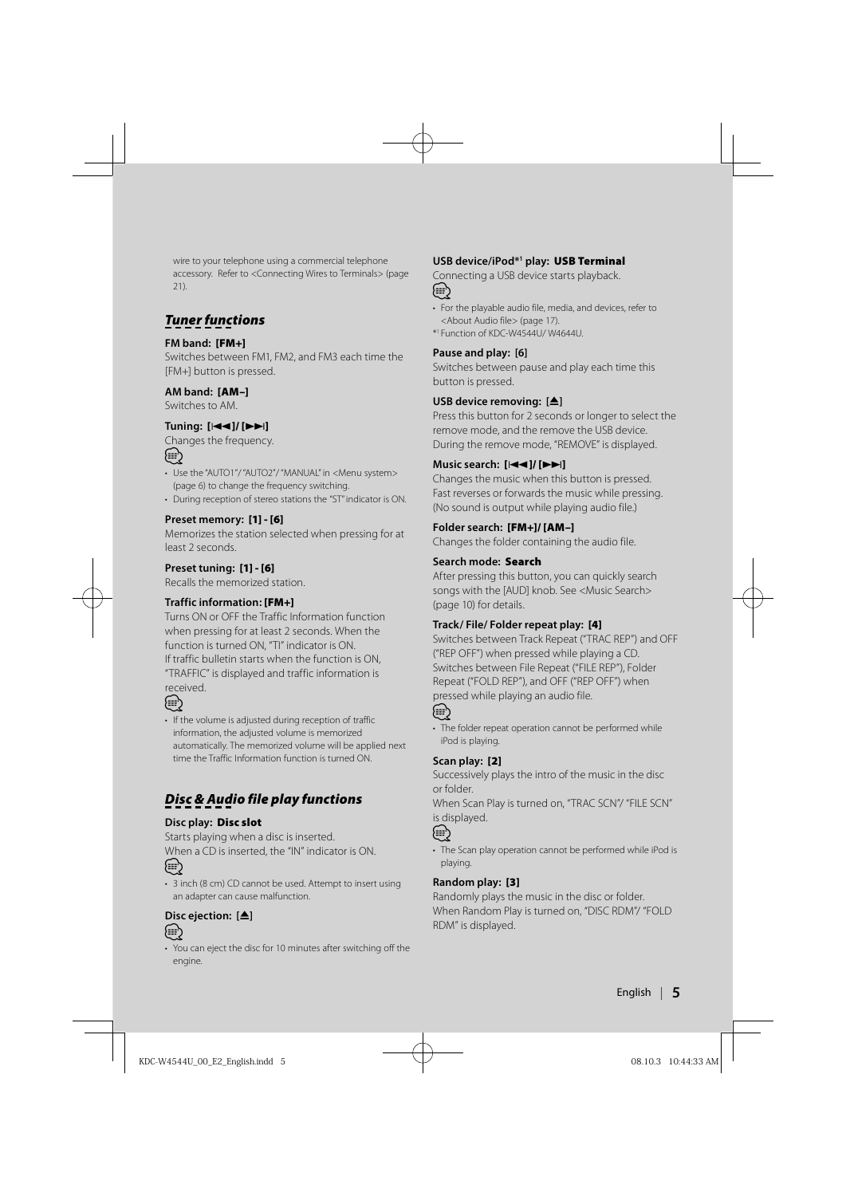wire to your telephone using a commercial telephone accessory. Refer to <Connecting Wires to Terminals> (page 21).

## Tuner functions

#### FM band: [FM+]
Switches between FM1, FM2, and FM3 each time the [FM+] button is pressed.

#### AM band: [AM–]
Switches to AM.

#### Tuning: [|◄◄]/ [►►|]
Changes the frequency.

- Use the "AUTO1"/ "AUTO2"/ "MANUAL" in <Menu system> (page 6) to change the frequency switching.
- During reception of stereo stations the "ST" indicator is ON.

#### Preset memory: [1] - [6]
Memorizes the station selected when pressing for at least 2 seconds.

#### Preset tuning: [1] - [6]
Recalls the memorized station.

#### Traffic information: [FM+]
Turns ON or OFF the Traffic Information function when pressing for at least 2 seconds. When the function is turned ON, "TI" indicator is ON.
If traffic bulletin starts when the function is ON, "TRAFFIC" is displayed and traffic information is received.

- If the volume is adjusted during reception of traffic information, the adjusted volume is memorized automatically. The memorized volume will be applied next time the Traffic Information function is turned ON.

## Disc & Audio file play functions

#### Disc play: Disc slot
Starts playing when a disc is inserted.
When a CD is inserted, the "IN" indicator is ON.

- 3 inch (8 cm) CD cannot be used. Attempt to insert using an adapter can cause malfunction.

#### Disc ejection: [⏏]

- You can eject the disc for 10 minutes after switching off the engine.

#### USB device/iPod*1 play: USB Terminal
Connecting a USB device starts playback.

- For the playable audio file, media, and devices, refer to <About Audio file> (page 17).

*1 Function of KDC-W4544U/ W4644U.

#### Pause and play: [6]
Switches between pause and play each time this button is pressed.

#### USB device removing: [⏏]
Press this button for 2 seconds or longer to select the remove mode, and the remove the USB device.
During the remove mode, "REMOVE" is displayed.

#### Music search: [|◄◄]/ [►►|]
Changes the music when this button is pressed.
Fast reverses or forwards the music while pressing.
(No sound is output while playing audio file.)

#### Folder search: [FM+]/ [AM–]
Changes the folder containing the audio file.

#### Search mode: Search
After pressing this button, you can quickly search songs with the [AUD] knob. See <Music Search> (page 10) for details.

#### Track/ File/ Folder repeat play: [4]
Switches between Track Repeat ("TRAC REP") and OFF ("REP OFF") when pressed while playing a CD.
Switches between File Repeat ("FILE REP"), Folder Repeat ("FOLD REP"), and OFF ("REP OFF") when pressed while playing an audio file.

- The folder repeat operation cannot be performed while iPod is playing.

#### Scan play: [2]
Successively plays the intro of the music in the disc or folder.
When Scan Play is turned on, "TRAC SCN"/ "FILE SCN" is displayed.

- The Scan play operation cannot be performed while iPod is playing.

#### Random play: [3]
Randomly plays the music in the disc or folder.
When Random Play is turned on, "DISC RDM"/ "FOLD RDM" is displayed.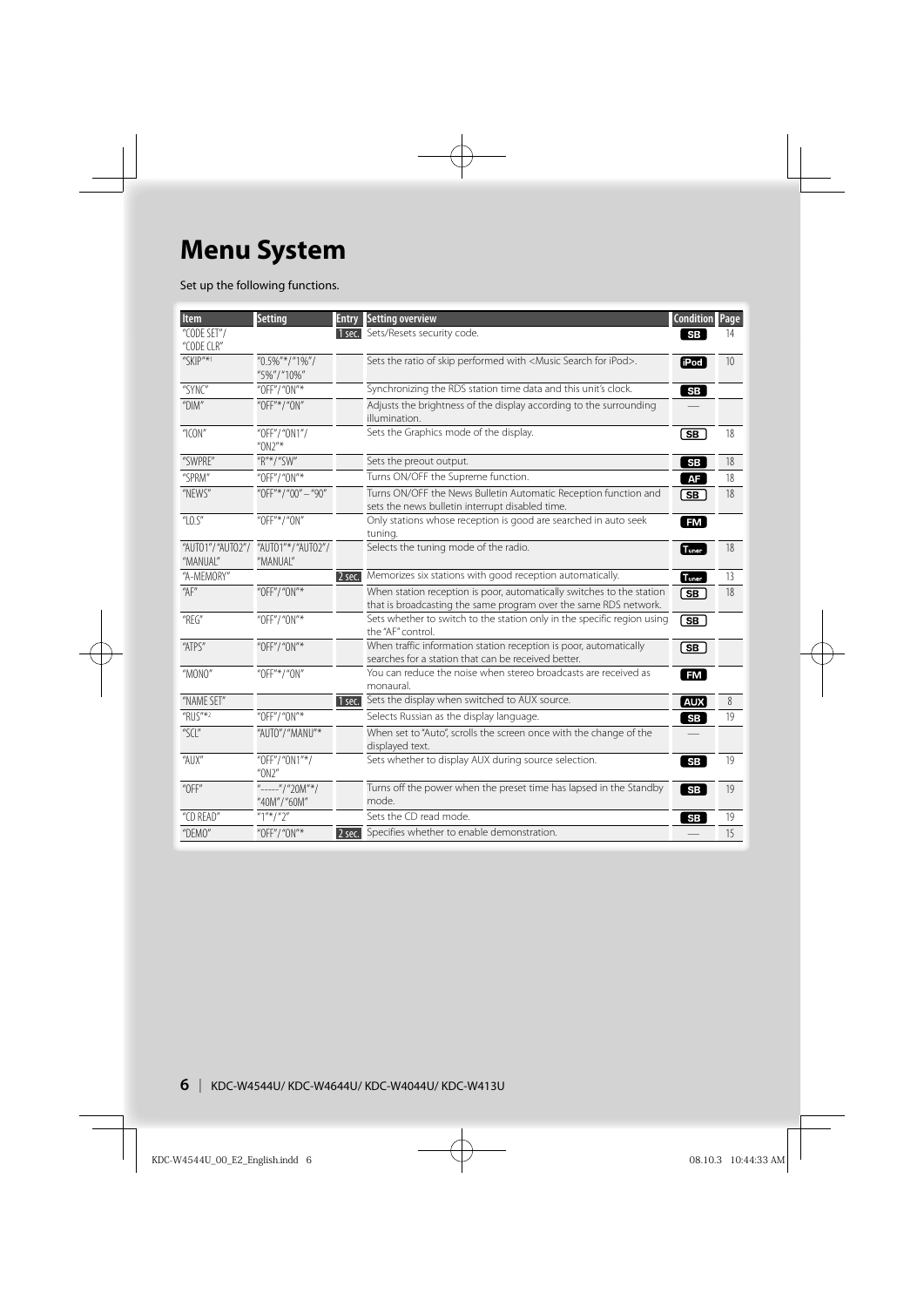# Menu System

Set up the following functions.

| Item | Setting | Entry | Setting overview | Condition | Page |
|---|---|---|---|---|---|
| "CODE SET"/ "CODE CLR" | | 1 sec. | Sets/Resets security code. | SB | 14 |
| "SKIP"*1 | "0.5%"*/"1%"/ "5%"/"10%" | | Sets the ratio of skip performed with <Music Search for iPod>. | iPod | 10 |
| "SYNC" | "OFF"/"ON"* | | Synchronizing the RDS station time data and this unit's clock. | SB | |
| "DIM" | "OFF"*/"ON" | | Adjusts the brightness of the display according to the surrounding illumination. | — | |
| "ICON" | "OFF"/"ON1"/ "ON2"* | | Sets the Graphics mode of the display. | SB | 18 |
| "SWPRE" | "R"*/"SW" | | Sets the preout output. | SB | 18 |
| "SPRM" | "OFF"/"ON"* | | Turns ON/OFF the Supreme function. | AF | 18 |
| "NEWS" | "OFF"*/"00" – "90" | | Turns ON/OFF the News Bulletin Automatic Reception function and sets the news bulletin interrupt disabled time. | SB | 18 |
| "LO.S" | "OFF"*/"ON" | | Only stations whose reception is good are searched in auto seek tuning. | FM | |
| "AUTO1"/"AUTO2"/ "MANUAL" | "AUTO1"*/"AUTO2"/ "MANUAL" | | Selects the tuning mode of the radio. | Tuner | 18 |
| "A-MEMORY" | | 2 sec. | Memorizes six stations with good reception automatically. | Tuner | 13 |
| "AF" | "OFF"/"ON"* | | When station reception is poor, automatically switches to the station that is broadcasting the same program over the same RDS network. | SB | 18 |
| "REG" | "OFF"/"ON"* | | Sets whether to switch to the station only in the specific region using the "AF" control. | SB | |
| "ATPS" | "OFF"/"ON"* | | When traffic information station reception is poor, automatically searches for a station that can be received better. | SB | |
| "MONO" | "OFF"*/"ON" | | You can reduce the noise when stereo broadcasts are received as monaural. | FM | |
| "NAME SET" | | 1 sec. | Sets the display when switched to AUX source. | AUX | 8 |
| "RUS"*2 | "OFF"/"ON"* | | Selects Russian as the display language. | SB | 19 |
| "SCL" | "AUTO"/"MANU"* | | When set to "Auto", scrolls the screen once with the change of the displayed text. | — | |
| "AUX" | "OFF"/"ON1"*/ "ON2" | | Sets whether to display AUX during source selection. | SB | 19 |
| "OFF" | "-----"/"20M"*/ "40M"/"60M" | | Turns off the power when the preset time has lapsed in the Standby mode. | SB | 19 |
| "CD READ" | "1"*/"2" | | Sets the CD read mode. | SB | 19 |
| "DEMO" | "OFF"/"ON"* | 2 sec. | Specifies whether to enable demonstration. | — | 15 |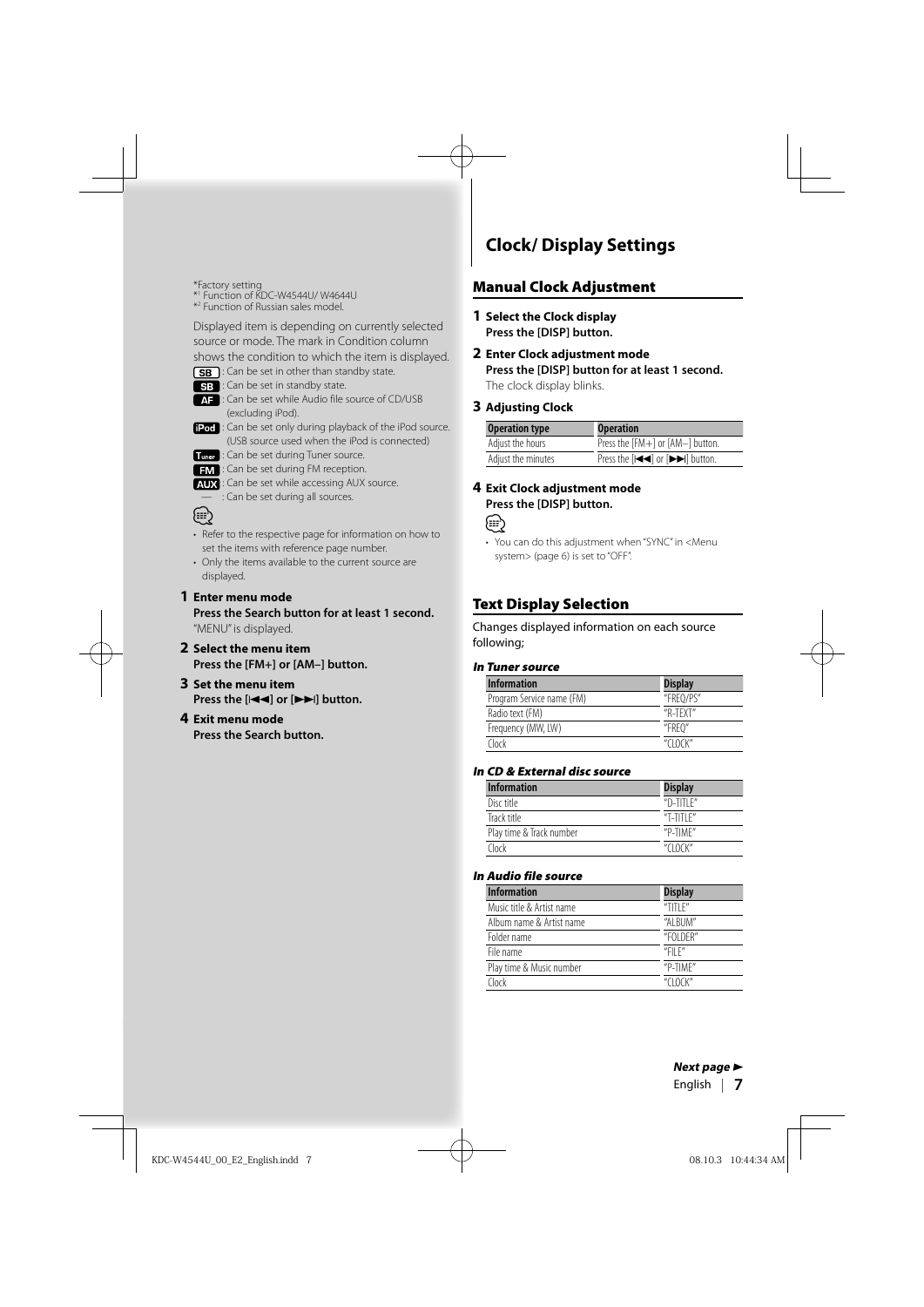*Factory setting
*[1] Function of KDC-W4544U/ W4644U
*[2] Function of Russian sales model.

Displayed item is depending on currently selected source or mode. The mark in Condition column shows the condition to which the item is displayed.

- SB : Can be set in other than standby state.
- SB : Can be set in standby state.
- AF : Can be set while Audio file source of CD/USB (excluding iPod).
- iPod : Can be set only during playback of the iPod source. (USB source used when the iPod is connected)
- Tuner : Can be set during Tuner source.
- FM : Can be set during FM reception.
- AUX : Can be set while accessing AUX source.
- — : Can be set during all sources.

- Refer to the respective page for information on how to set the items with reference page number.
- Only the items available to the current source are displayed.

**1 Enter menu mode**
**Press the Search button for at least 1 second.**
"MENU" is displayed.

**2 Select the menu item**
**Press the [FM+] or [AM–] button.**

**3 Set the menu item**
**Press the [|◄◄] or [►►|] button.**

**4 Exit menu mode**
**Press the Search button.**

# Clock/ Display Settings

## Manual Clock Adjustment

**1 Select the Clock display**
**Press the [DISP] button.**

**2 Enter Clock adjustment mode**
**Press the [DISP] button for at least 1 second.**
The clock display blinks.

**3 Adjusting Clock**

| Operation type | Operation |
|---|---|
| Adjust the hours | Press the [FM+] or [AM–] button. |
| Adjust the minutes | Press the [|◄◄] or [►►|] button. |

**4 Exit Clock adjustment mode**
**Press the [DISP] button.**

- You can do this adjustment when "SYNC" in <Menu system> (page 6) is set to "OFF".

## Text Display Selection

Changes displayed information on each source following;

***In Tuner source***

| Information | Display |
|---|---|
| Program Service name (FM) | "FREQ/PS" |
| Radio text (FM) | "R-TEXT" |
| Frequency (MW, LW) | "FREQ" |
| Clock | "CLOCK" |

***In CD & External disc source***

| Information | Display |
|---|---|
| Disc title | "D-TITLE" |
| Track title | "T-TITLE" |
| Play time & Track number | "P-TIME" |
| Clock | "CLOCK" |

***In Audio file source***

| Information | Display |
|---|---|
| Music title & Artist name | "TITLE" |
| Album name & Artist name | "ALBUM" |
| Folder name | "FOLDER" |
| File name | "FILE" |
| Play time & Music number | "P-TIME" |
| Clock | "CLOCK" |

***Next page ►***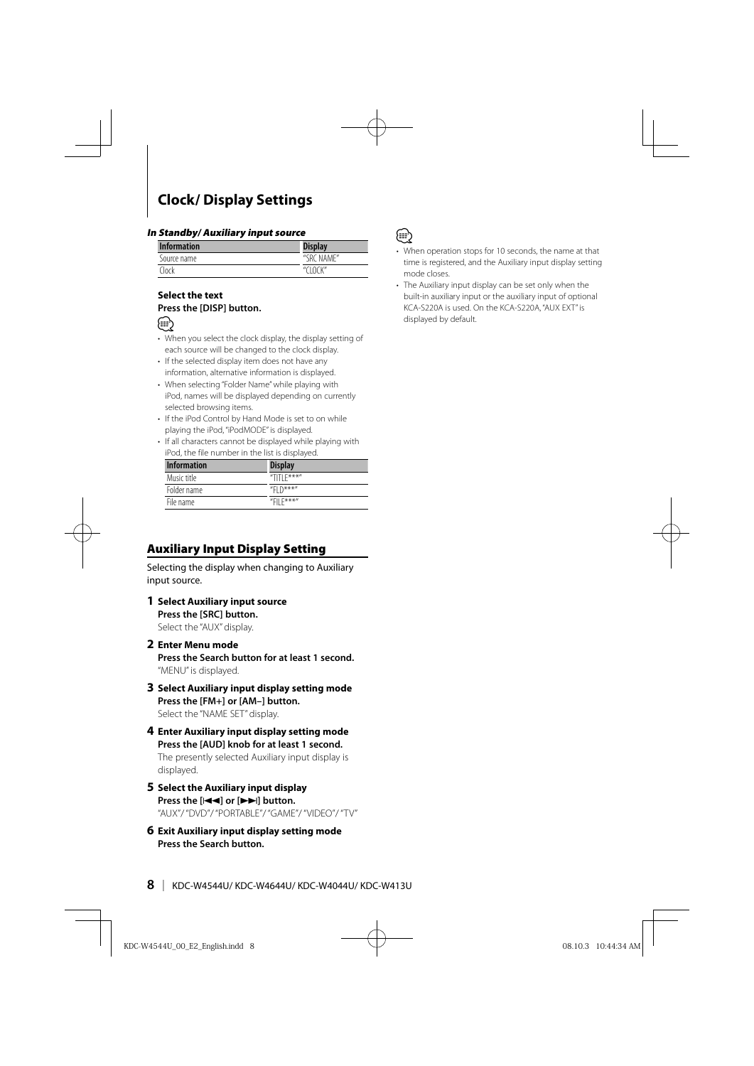# Clock/ Display Settings

***In Standby/ Auxiliary input source***

| Information | Display |
| --- | --- |
| Source name | "SRC NAME" |
| Clock | "CLOCK" |

**Select the text**
**Press the [DISP] button.**

- When you select the clock display, the display setting of each source will be changed to the clock display.
- If the selected display item does not have any information, alternative information is displayed.
- When selecting "Folder Name" while playing with iPod, names will be displayed depending on currently selected browsing items.
- If the iPod Control by Hand Mode is set to on while playing the iPod, "iPodMODE" is displayed.
- If all characters cannot be displayed while playing with iPod, the file number in the list is displayed.

| Information | Display |
| --- | --- |
| Music title | "TITLE***" |
| Folder name | "FLD***" |
| File name | "FILE***" |

## Auxiliary Input Display Setting

Selecting the display when changing to Auxiliary input source.

**1 Select Auxiliary input source**
**Press the [SRC] button.**
Select the "AUX" display.

**2 Enter Menu mode**
**Press the Search button for at least 1 second.**
"MENU" is displayed.

**3 Select Auxiliary input display setting mode**
**Press the [FM+] or [AM–] button.**
Select the "NAME SET" display.

**4 Enter Auxiliary input display setting mode**
**Press the [AUD] knob for at least 1 second.**
The presently selected Auxiliary input display is displayed.

**5 Select the Auxiliary input display**
**Press the [|◄◄] or [►►|] button.**
"AUX"/ "DVD"/ "PORTABLE"/ "GAME"/ "VIDEO"/ "TV"

**6 Exit Auxiliary input display setting mode**
**Press the Search button.**

- When operation stops for 10 seconds, the name at that time is registered, and the Auxiliary input display setting mode closes.
- The Auxiliary input display can be set only when the built-in auxiliary input or the auxiliary input of optional KCA-S220A is used. On the KCA-S220A, "AUX EXT" is displayed by default.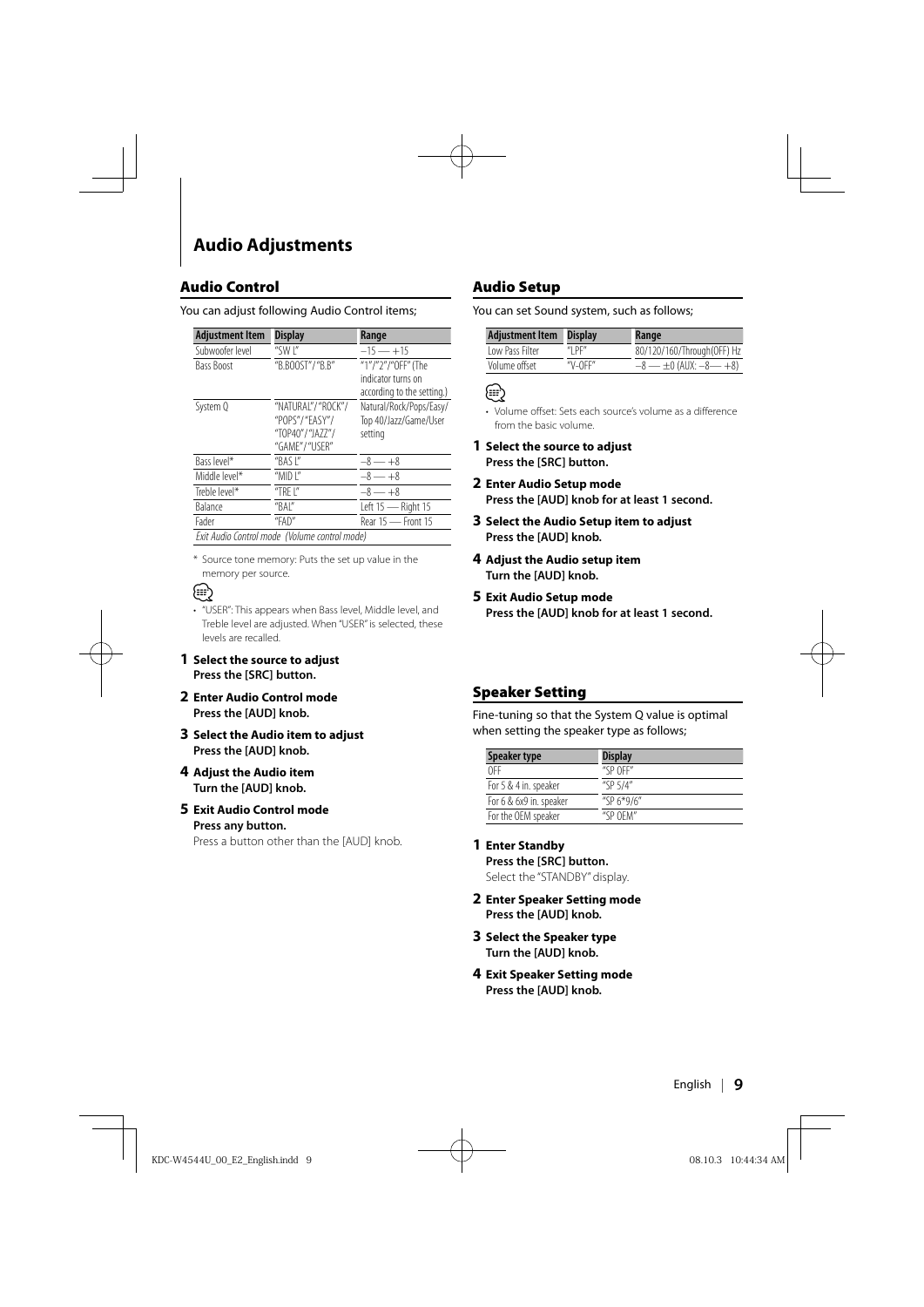# Audio Adjustments

## Audio Control

You can adjust following Audio Control items;

| Adjustment Item | Display | Range |
|---|---|---|
| Subwoofer level | "SW L" | –15 — +15 |
| Bass Boost | "B.BOOST"/ "B.B" | "1"/"2"/"OFF" (The indicator turns on according to the setting.) |
| System Q | "NATURAL"/ "ROCK"/ "POPS"/ "EASY"/ "TOP40"/ "JAZZ"/ "GAME"/ "USER" | Natural/Rock/Pops/Easy/ Top 40/Jazz/Game/User setting |
| Bass level* | "BAS L" | –8 — +8 |
| Middle level* | "MID L" | –8 — +8 |
| Treble level* | "TRE L" | –8 — +8 |
| Balance | "BAL" | Left 15 — Right 15 |
| Fader | "FAD" | Rear 15 — Front 15 |
| *Exit Audio Control mode (Volume control mode)* | | |

\* Source tone memory: Puts the set up value in the memory per source.

- "USER": This appears when Bass level, Middle level, and Treble level are adjusted. When "USER" is selected, these levels are recalled.

**1 Select the source to adjust**
**Press the [SRC] button.**

**2 Enter Audio Control mode**
**Press the [AUD] knob.**

**3 Select the Audio item to adjust**
**Press the [AUD] knob.**

**4 Adjust the Audio item**
**Turn the [AUD] knob.**

**5 Exit Audio Control mode**
**Press any button.**
Press a button other than the [AUD] knob.

## Audio Setup

You can set Sound system, such as follows;

| Adjustment Item | Display | Range |
|---|---|---|
| Low Pass Filter | "LPF" | 80/120/160/Through(OFF) Hz |
| Volume offset | "V-OFF" | –8 — ±0 (AUX: –8— +8) |

- Volume offset: Sets each source's volume as a difference from the basic volume.

**1 Select the source to adjust**
**Press the [SRC] button.**

**2 Enter Audio Setup mode**
**Press the [AUD] knob for at least 1 second.**

**3 Select the Audio Setup item to adjust**
**Press the [AUD] knob.**

**4 Adjust the Audio setup item**
**Turn the [AUD] knob.**

**5 Exit Audio Setup mode**
**Press the [AUD] knob for at least 1 second.**

## Speaker Setting

Fine-tuning so that the System Q value is optimal when setting the speaker type as follows;

| Speaker type | Display |
|---|---|
| OFF | "SP OFF" |
| For 5 & 4 in. speaker | "SP 5/4" |
| For 6 & 6x9 in. speaker | "SP 6*9/6" |
| For the OEM speaker | "SP OEM" |

**1 Enter Standby**
**Press the [SRC] button.**
Select the "STANDBY" display.

**2 Enter Speaker Setting mode**
**Press the [AUD] knob.**

**3 Select the Speaker type**
**Turn the [AUD] knob.**

**4 Exit Speaker Setting mode**
**Press the [AUD] knob.**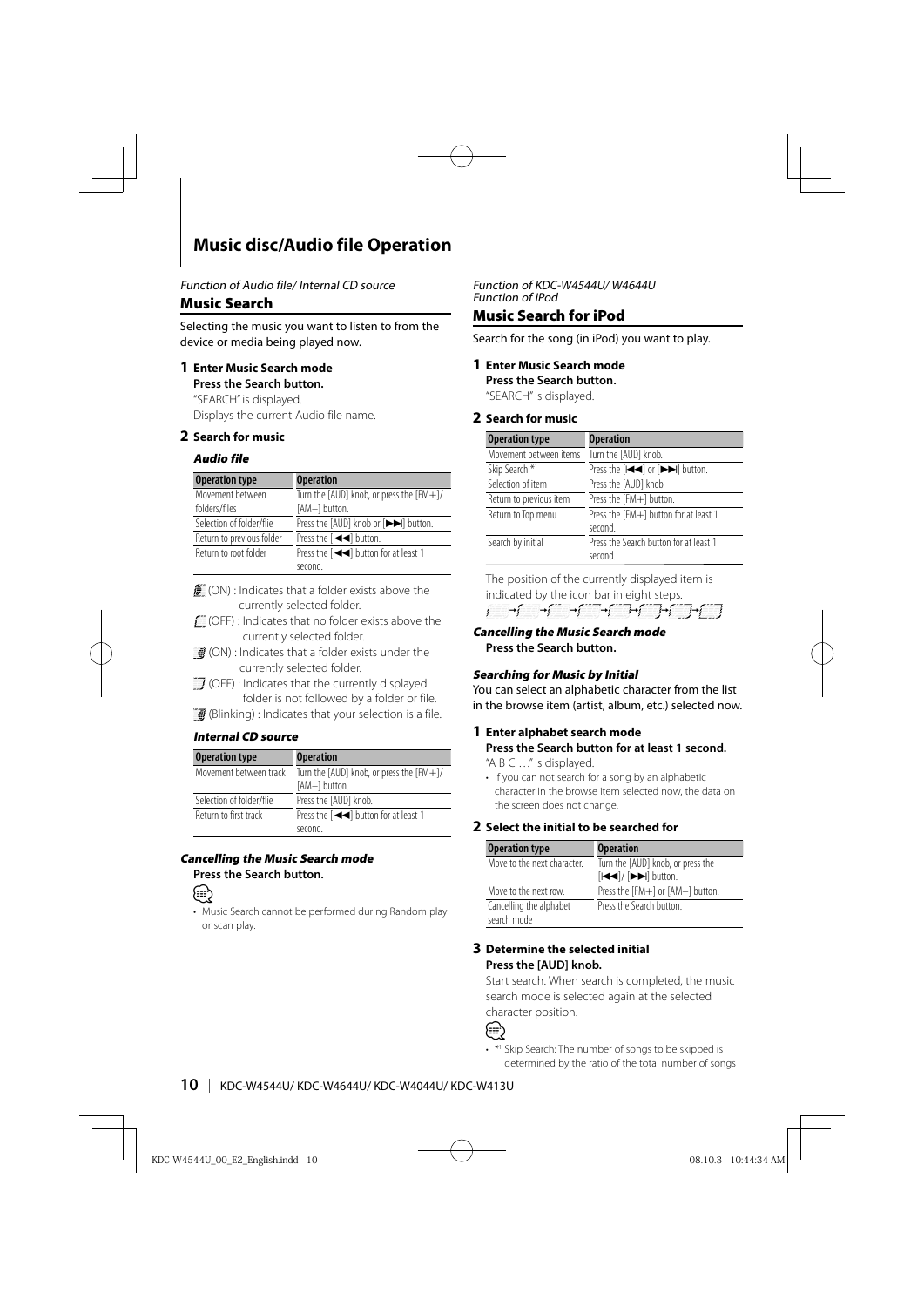# Music disc/Audio file Operation

*Function of Audio file/ Internal CD source*

## Music Search

Selecting the music you want to listen to from the device or media being played now.

**1 Enter Music Search mode**
**Press the Search button.**
"SEARCH" is displayed.
Displays the current Audio file name.

**2 Search for music**

***Audio file***

| Operation type | Operation |
|---|---|
| Movement between folders/files | Turn the [AUD] knob, or press the [FM+]/[AM–] button. |
| Selection of folder/flie | Press the [AUD] knob or [►►I] button. |
| Return to previous folder | Press the [I◄◄] button. |
| Return to root folder | Press the [I◄◄] button for at least 1 second. |

(ON) : Indicates that a folder exists above the currently selected folder.
(OFF) : Indicates that no folder exists above the currently selected folder.
(ON) : Indicates that a folder exists under the currently selected folder.
(OFF) : Indicates that the currently displayed folder is not followed by a folder or file.
(Blinking) : Indicates that your selection is a file.

***Internal CD source***

| Operation type | Operation |
|---|---|
| Movement between track | Turn the [AUD] knob, or press the [FM+]/[AM–] button. |
| Selection of folder/flie | Press the [AUD] knob. |
| Return to first track | Press the [I◄◄] button for at least 1 second. |

***Cancelling the Music Search mode***
**Press the Search button.**

- Music Search cannot be performed during Random play or scan play.

*Function of KDC-W4544U/ W4644U*
*Function of iPod*

## Music Search for iPod

Search for the song (in iPod) you want to play.

**1 Enter Music Search mode**
**Press the Search button.**
"SEARCH" is displayed.

**2 Search for music**

| Operation type | Operation |
|---|---|
| Movement between items | Turn the [AUD] knob. |
| Skip Search *[1] | Press the [I◄◄] or [►►I] button. |
| Selection of item | Press the [AUD] knob. |
| Return to previous item | Press the [FM+] button. |
| Return to Top menu | Press the [FM+] button for at least 1 second. |
| Search by initial | Press the Search button for at least 1 second. |

The position of the currently displayed item is indicated by the icon bar in eight steps.

***Cancelling the Music Search mode***
**Press the Search button.**

***Searching for Music by Initial***

You can select an alphabetic character from the list in the browse item (artist, album, etc.) selected now.

**1 Enter alphabet search mode**
**Press the Search button for at least 1 second.**
"A B C …" is displayed.

- If you can not search for a song by an alphabetic character in the browse item selected now, the data on the screen does not change.

**2 Select the initial to be searched for**

| Operation type | Operation |
|---|---|
| Move to the next character. | Turn the [AUD] knob, or press the [I◄◄]/ [►►I] button. |
| Move to the next row. | Press the [FM+] or [AM–] button. |
| Cancelling the alphabet search mode | Press the Search button. |

**3 Determine the selected initial**
**Press the [AUD] knob.**
Start search. When search is completed, the music search mode is selected again at the selected character position.

- *[1] Skip Search: The number of songs to be skipped is determined by the ratio of the total number of songs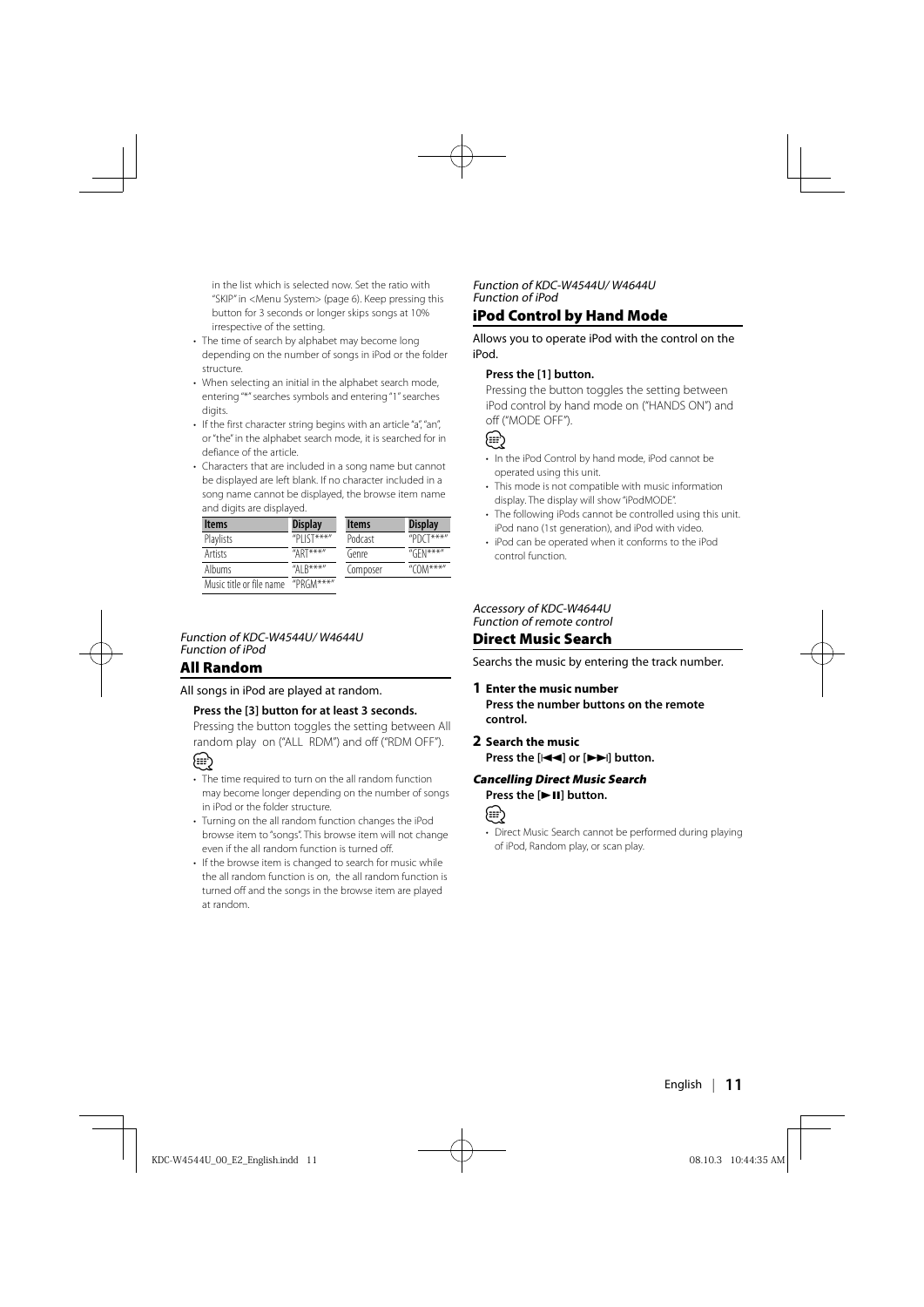in the list which is selected now. Set the ratio with "SKIP" in <Menu System> (page 6). Keep pressing this button for 3 seconds or longer skips songs at 10% irrespective of the setting.

- The time of search by alphabet may become long depending on the number of songs in iPod or the folder structure.
- When selecting an initial in the alphabet search mode, entering "*" searches symbols and entering "1" searches digits.
- If the first character string begins with an article "a", "an", or "the" in the alphabet search mode, it is searched for in defiance of the article.
- Characters that are included in a song name but cannot be displayed are left blank. If no character included in a song name cannot be displayed, the browse item name and digits are displayed.

| Items | Display | Items | Display |
|---|---|---|---|
| Playlists | "PLIST***" | Podcast | "PDCT***" |
| Artists | "ART***" | Genre | "GEN***" |
| Albums | "ALB***" | Composer | "COM***" |
| Music title or file name | "PRGM***" | | |

*Function of KDC-W4544U/ W4644U*
*Function of iPod*

## All Random

All songs in iPod are played at random.

**Press the [3] button for at least 3 seconds.**

Pressing the button toggles the setting between All random play on ("ALL RDM") and off ("RDM OFF").

- The time required to turn on the all random function may become longer depending on the number of songs in iPod or the folder structure.
- Turning on the all random function changes the iPod browse item to "songs". This browse item will not change even if the all random function is turned off.
- If the browse item is changed to search for music while the all random function is on, the all random function is turned off and the songs in the browse item are played at random.

*Function of KDC-W4544U/ W4644U*
*Function of iPod*

## iPod Control by Hand Mode

Allows you to operate iPod with the control on the iPod.

**Press the [1] button.**

Pressing the button toggles the setting between iPod control by hand mode on ("HANDS ON") and off ("MODE OFF").

- In the iPod Control by hand mode, iPod cannot be operated using this unit.
- This mode is not compatible with music information display. The display will show "iPodMODE".
- The following iPods cannot be controlled using this unit. iPod nano (1st generation), and iPod with video.
- iPod can be operated when it conforms to the iPod control function.

*Accessory of KDC-W4644U*
*Function of remote control*

## Direct Music Search

Searchs the music by entering the track number.

**1 Enter the music number**
**Press the number buttons on the remote control.**

**2 Search the music**
**Press the [|◄◄] or [►►|] button.**

### *Cancelling Direct Music Search*

**Press the [►II] button.**

- Direct Music Search cannot be performed during playing of iPod, Random play, or scan play.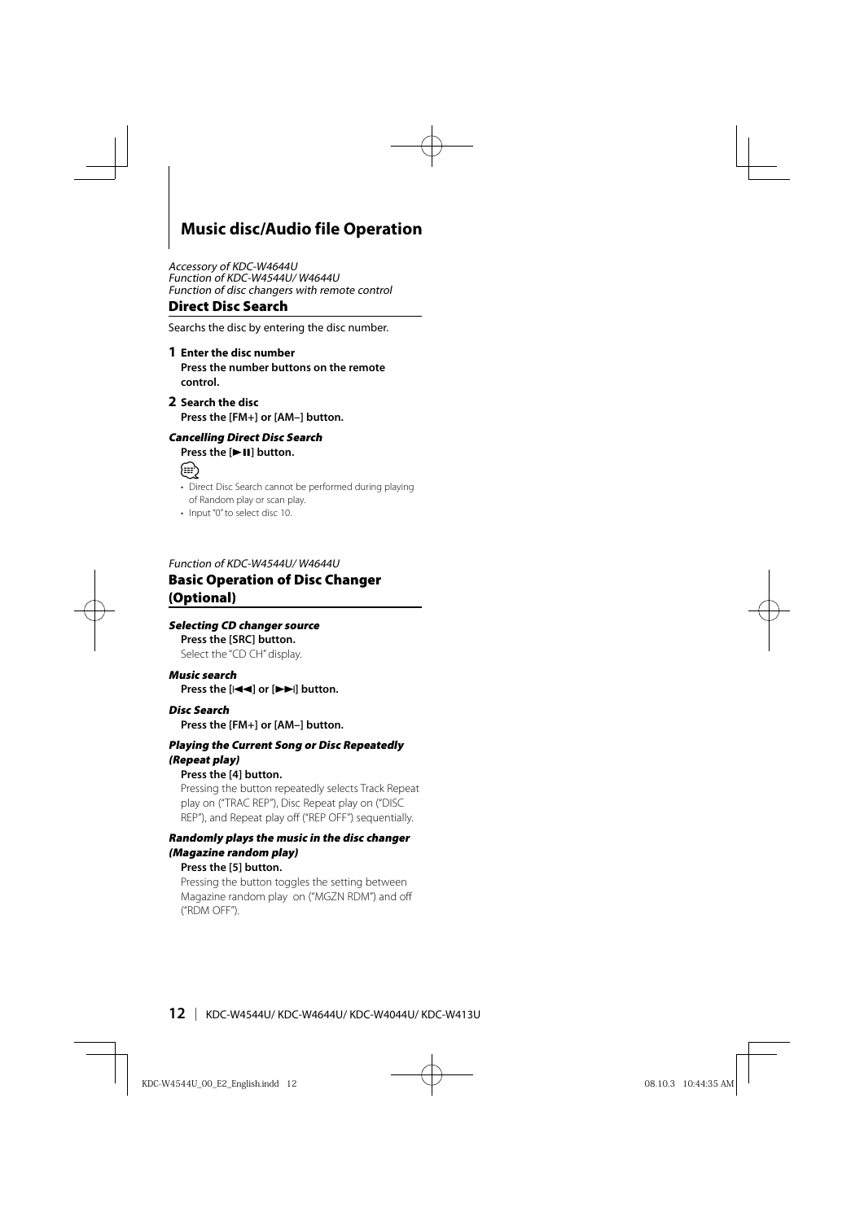# Music disc/Audio file Operation

*Accessory of KDC-W4644U*
*Function of KDC-W4544U/ W4644U*
*Function of disc changers with remote control*

## Direct Disc Search

Searchs the disc by entering the disc number.

**1 Enter the disc number**
**Press the number buttons on the remote control.**

**2 Search the disc**
**Press the [FM+] or [AM–] button.**

***Cancelling Direct Disc Search***
**Press the [►II] button.**

- Direct Disc Search cannot be performed during playing of Random play or scan play.
- Input "0" to select disc 10.

*Function of KDC-W4544U/ W4644U*

## Basic Operation of Disc Changer (Optional)

***Selecting CD changer source***
**Press the [SRC] button.**
Select the "CD CH" display.

***Music search***
**Press the [I◄◄] or [►►I] button.**

***Disc Search***
**Press the [FM+] or [AM–] button.**

***Playing the Current Song or Disc Repeatedly (Repeat play)***
**Press the [4] button.**
Pressing the button repeatedly selects Track Repeat play on ("TRAC REP"), Disc Repeat play on ("DISC REP"), and Repeat play off ("REP OFF") sequentially.

***Randomly plays the music in the disc changer (Magazine random play)***
**Press the [5] button.**
Pressing the button toggles the setting between Magazine random play on ("MGZN RDM") and off ("RDM OFF").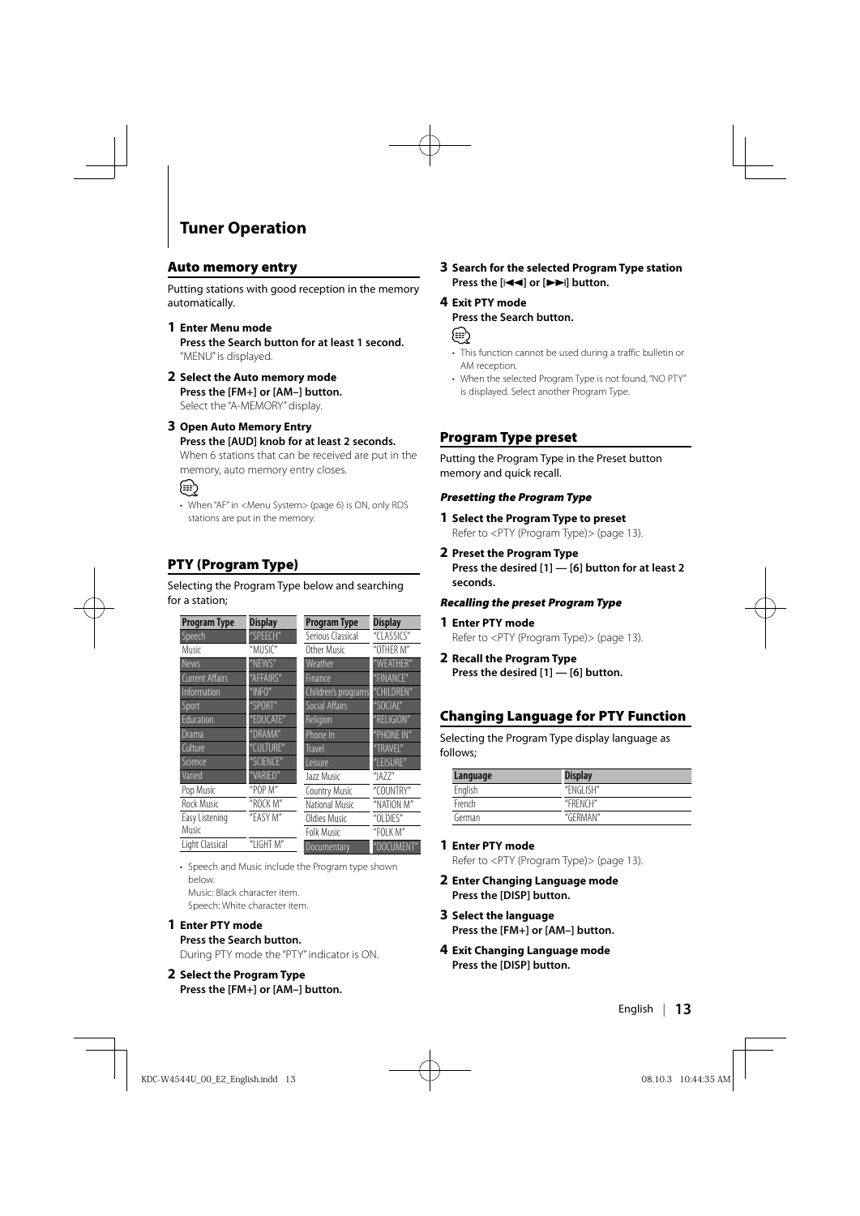# Tuner Operation

## Auto memory entry

Putting stations with good reception in the memory automatically.

**1 Enter Menu mode**
**Press the Search button for at least 1 second.**
"MENU" is displayed.

**2 Select the Auto memory mode**
**Press the [FM+] or [AM–] button.**
Select the "A-MEMORY" display.

**3 Open Auto Memory Entry**
**Press the [AUD] knob for at least 2 seconds.**
When 6 stations that can be received are put in the memory, auto memory entry closes.

- When "AF" in <Menu System> (page 6) is ON, only RDS stations are put in the memory.

## PTY (Program Type)

Selecting the Program Type below and searching for a station;

| Program Type | Display | Program Type | Display |
|---|---|---|---|
| Speech | "SPEECH" | Serious Classical | "CLASSICS" |
| Music | "MUSIC" | Other Music | "OTHER M" |
| News | "NEWS" | Weather | "WEATHER" |
| Current Affairs | "AFFAIRS" | Finance | "FINANCE" |
| Information | "INFO" | Children's programs | "CHILDREN" |
| Sport | "SPORT" | Social Affairs | "SOCIAL" |
| Education | "EDUCATE" | Religion | "RELIGION" |
| Drama | "DRAMA" | Phone In | "PHONE IN" |
| Culture | "CULTURE" | Travel | "TRAVEL" |
| Science | "SCIENCE" | Leisure | "LEISURE" |
| Varied | "VARIED" | Jazz Music | "JAZZ" |
| Pop Music | "POP M" | Country Music | "COUNTRY" |
| Rock Music | "ROCK M" | National Music | "NATION M" |
| Easy Listening Music | "EASY M" | Oldies Music | "OLDIES" |
| Light Classical | "LIGHT M" | Folk Music | "FOLK M" |
| | | Documentary | "DOCUMENT" |

- Speech and Music include the Program type shown below.
  Music: Black character item.
  Speech: White character item.

**1 Enter PTY mode**
**Press the Search button.**
During PTY mode the "PTY" indicator is ON.

**2 Select the Program Type**
**Press the [FM+] or [AM–] button.**

**3 Search for the selected Program Type station**
**Press the [|◄◄] or [►►|] button.**

**4 Exit PTY mode**
**Press the Search button.**

- This function cannot be used during a traffic bulletin or AM reception.
- When the selected Program Type is not found, "NO PTY" is displayed. Select another Program Type.

## Program Type preset

Putting the Program Type in the Preset button memory and quick recall.

***Presetting the Program Type***

**1 Select the Program Type to preset**
Refer to <PTY (Program Type)> (page 13).

**2 Preset the Program Type**
**Press the desired [1] — [6] button for at least 2 seconds.**

***Recalling the preset Program Type***

**1 Enter PTY mode**
Refer to <PTY (Program Type)> (page 13).

**2 Recall the Program Type**
**Press the desired [1] — [6] button.**

## Changing Language for PTY Function

Selecting the Program Type display language as follows;

| Language | Display |
|---|---|
| English | "ENGLISH" |
| French | "FRENCH" |
| German | "GERMAN" |

**1 Enter PTY mode**
Refer to <PTY (Program Type)> (page 13).

**2 Enter Changing Language mode**
**Press the [DISP] button.**

**3 Select the language**
**Press the [FM+] or [AM–] button.**

**4 Exit Changing Language mode**
**Press the [DISP] button.**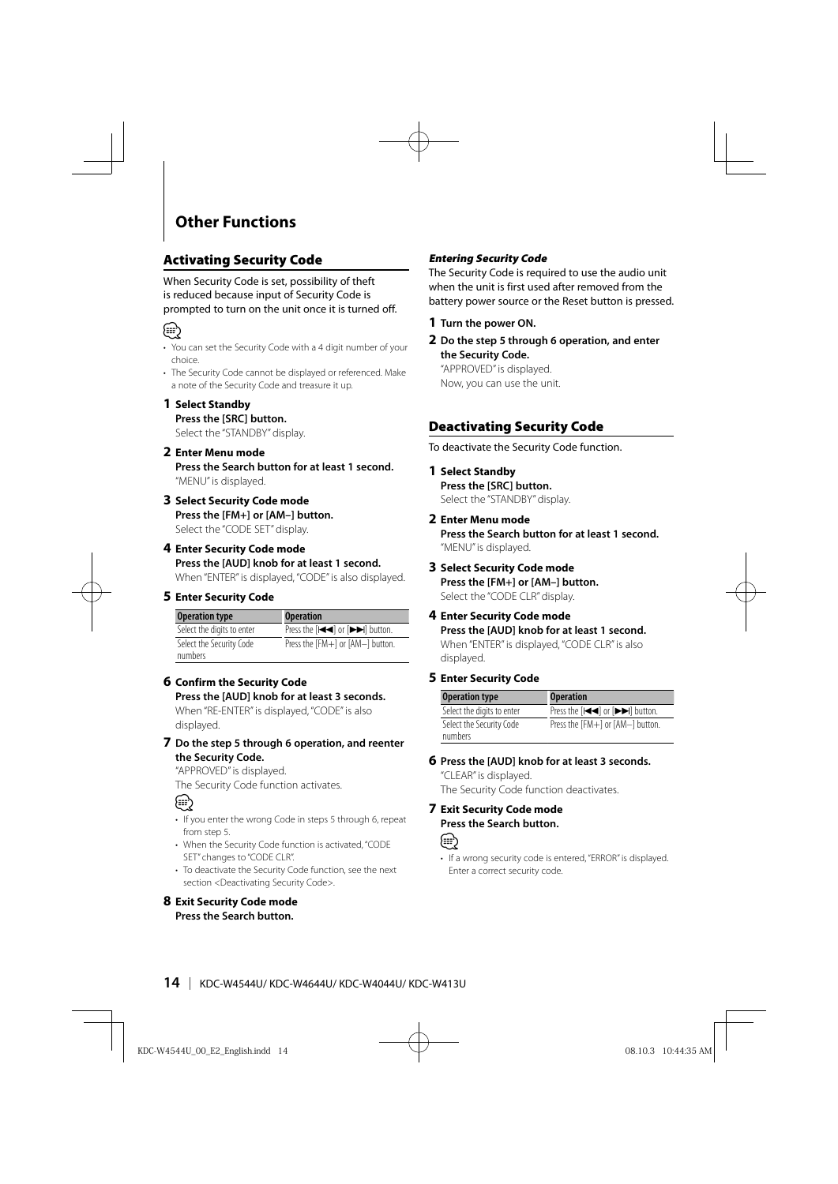# Other Functions

## Activating Security Code

When Security Code is set, possibility of theft is reduced because input of Security Code is prompted to turn on the unit once it is turned off.

- You can set the Security Code with a 4 digit number of your choice.
- The Security Code cannot be displayed or referenced. Make a note of the Security Code and treasure it up.

**1 Select Standby**
**Press the [SRC] button.**
Select the "STANDBY" display.

**2 Enter Menu mode**
**Press the Search button for at least 1 second.**
"MENU" is displayed.

**3 Select Security Code mode**
**Press the [FM+] or [AM–] button.**
Select the "CODE SET" display.

**4 Enter Security Code mode**
**Press the [AUD] knob for at least 1 second.**
When "ENTER" is displayed, "CODE" is also displayed.

**5 Enter Security Code**

| Operation type | Operation |
|---|---|
| Select the digits to enter | Press the [◀◀] or [▶▶] button. |
| Select the Security Code numbers | Press the [FM+] or [AM–] button. |

**6 Confirm the Security Code**
**Press the [AUD] knob for at least 3 seconds.**
When "RE-ENTER" is displayed, "CODE" is also displayed.

**7 Do the step 5 through 6 operation, and reenter the Security Code.**
"APPROVED" is displayed.
The Security Code function activates.

- If you enter the wrong Code in steps 5 through 6, repeat from step 5.
- When the Security Code function is activated, "CODE SET" changes to "CODE CLR".
- To deactivate the Security Code function, see the next section <Deactivating Security Code>.

**8 Exit Security Code mode**
**Press the Search button.**

### *Entering Security Code*

The Security Code is required to use the audio unit when the unit is first used after removed from the battery power source or the Reset button is pressed.

**1 Turn the power ON.**

**2 Do the step 5 through 6 operation, and enter the Security Code.**
"APPROVED" is displayed.
Now, you can use the unit.

## Deactivating Security Code

To deactivate the Security Code function.

**1 Select Standby**
**Press the [SRC] button.**
Select the "STANDBY" display.

**2 Enter Menu mode**
**Press the Search button for at least 1 second.**
"MENU" is displayed.

**3 Select Security Code mode**
**Press the [FM+] or [AM–] button.**
Select the "CODE CLR" display.

**4 Enter Security Code mode**
**Press the [AUD] knob for at least 1 second.**
When "ENTER" is displayed, "CODE CLR" is also displayed.

**5 Enter Security Code**

| Operation type | Operation |
|---|---|
| Select the digits to enter | Press the [◀◀] or [▶▶] button. |
| Select the Security Code numbers | Press the [FM+] or [AM–] button. |

**6 Press the [AUD] knob for at least 3 seconds.**
"CLEAR" is displayed.
The Security Code function deactivates.

**7 Exit Security Code mode**
**Press the Search button.**

- If a wrong security code is entered, "ERROR" is displayed. Enter a correct security code.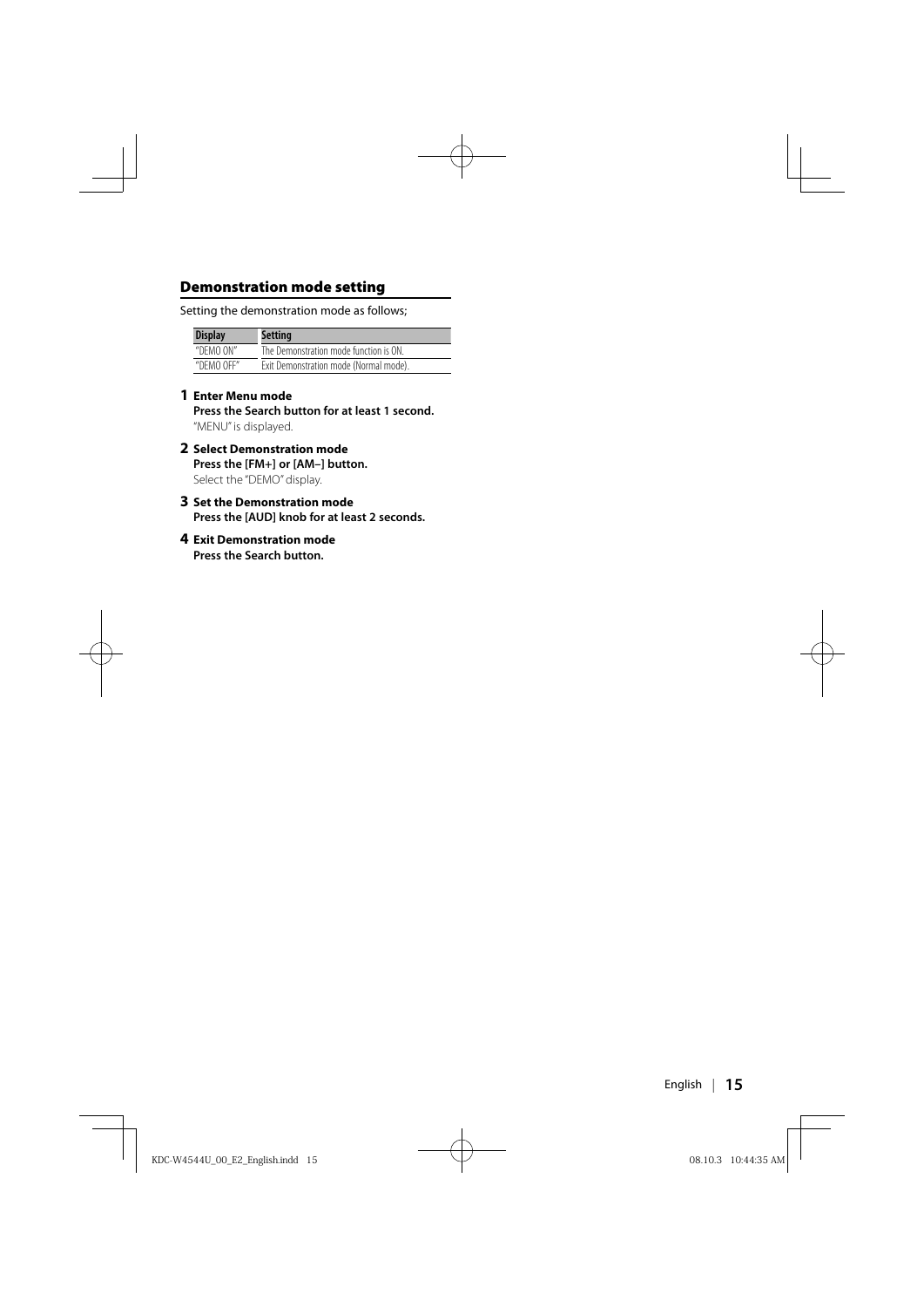## Demonstration mode setting

Setting the demonstration mode as follows;

| Display | Setting |
| --- | --- |
| "DEMO ON" | The Demonstration mode function is ON. |
| "DEMO OFF" | Exit Demonstration mode (Normal mode). |

**1** **Enter Menu mode**
**Press the Search button for at least 1 second.**
"MENU" is displayed.

**2** **Select Demonstration mode**
**Press the [FM+] or [AM–] button.**
Select the "DEMO" display.

**3** **Set the Demonstration mode**
**Press the [AUD] knob for at least 2 seconds.**

**4** **Exit Demonstration mode**
**Press the Search button.**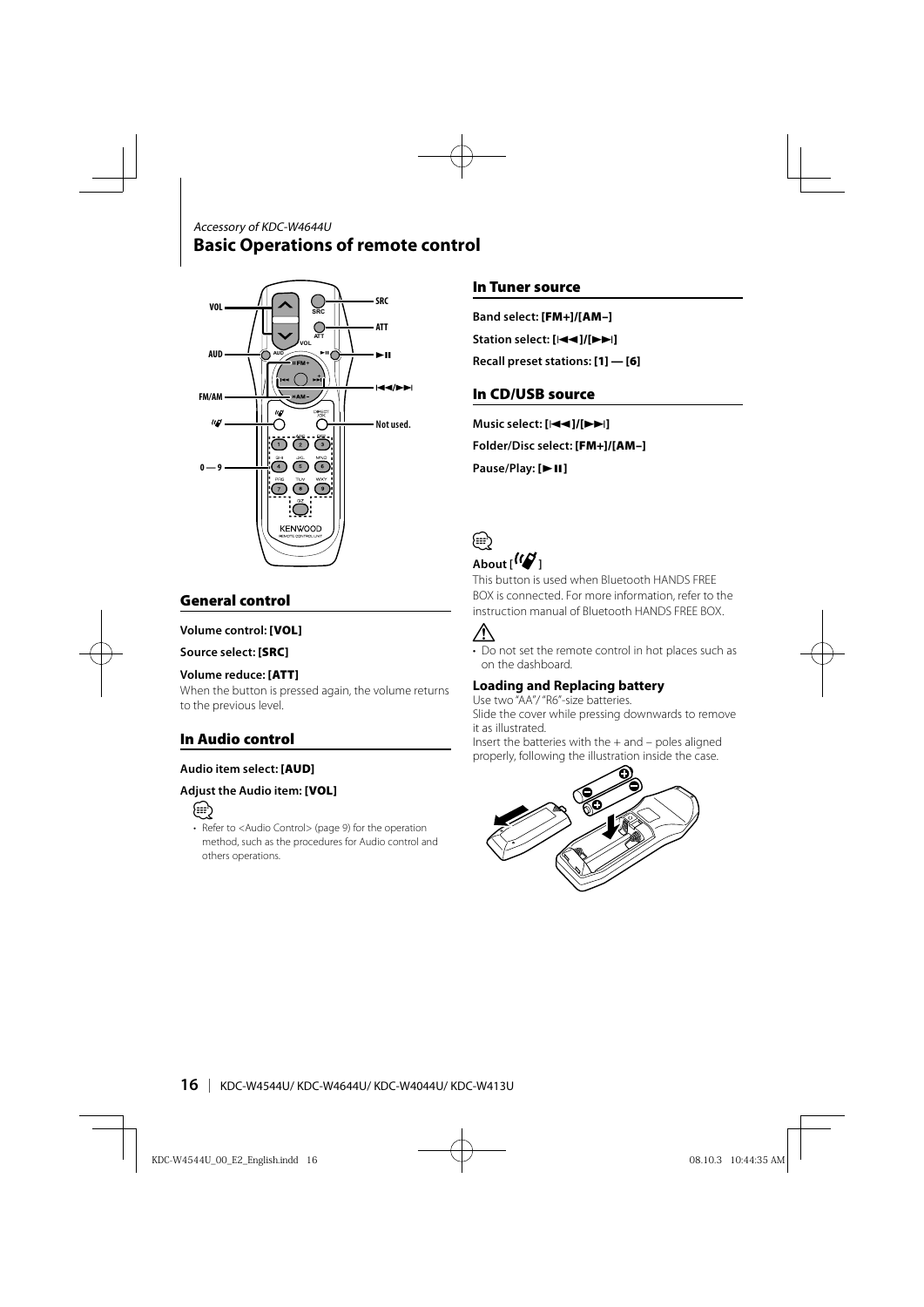*Accessory of KDC-W4644U*

# Basic Operations of remote control

## General control

**Volume control: [VOL]**

**Source select: [SRC]**

**Volume reduce: [ATT]**

When the button is pressed again, the volume returns to the previous level.

## In Audio control

**Audio item select: [AUD]**

**Adjust the Audio item: [VOL]**

- Refer to <Audio Control> (page 9) for the operation method, such as the procedures for Audio control and others operations.

## In Tuner source

**Band select: [FM+]/[AM–]**

**Station select: [|◄◄]/[►►|]**

**Recall preset stations: [1] — [6]**

## In CD/USB source

**Music select: [|◄◄]/[►►|]**

**Folder/Disc select: [FM+]/[AM–]**

**Pause/Play: [►II]**

**About [ ]**

This button is used when Bluetooth HANDS FREE BOX is connected. For more information, refer to the instruction manual of Bluetooth HANDS FREE BOX.

- Do not set the remote control in hot places such as on the dashboard.

### Loading and Replacing battery

Use two "AA"/ "R6"-size batteries.

Slide the cover while pressing downwards to remove it as illustrated.

Insert the batteries with the + and – poles aligned properly, following the illustration inside the case.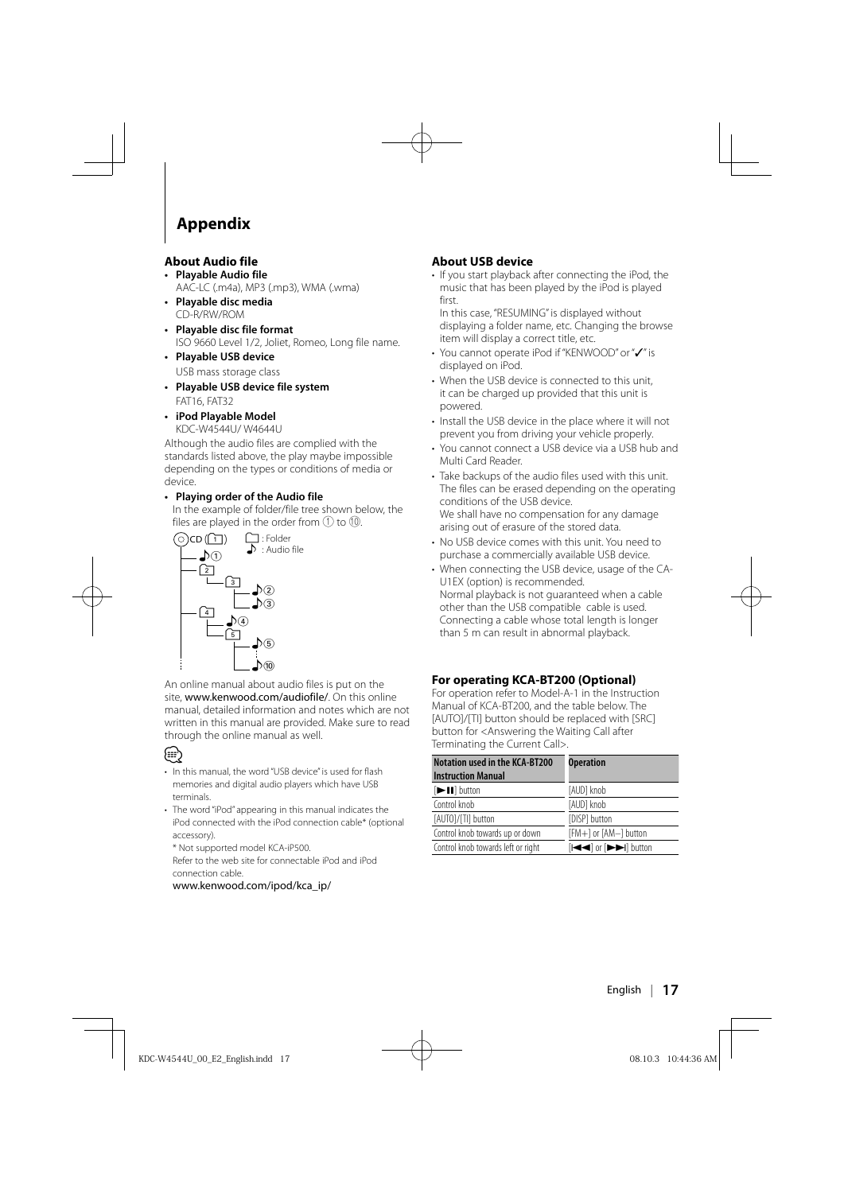# Appendix

## About Audio file

- **Playable Audio file**
  AAC-LC (.m4a), MP3 (.mp3), WMA (.wma)
- **Playable disc media**
  CD-R/RW/ROM
- **Playable disc file format**
  ISO 9660 Level 1/2, Joliet, Romeo, Long file name.
- **Playable USB device**
  USB mass storage class
- **Playable USB device file system**
  FAT16, FAT32
- **iPod Playable Model**
  KDC-W4544U/ W4644U

Although the audio files are complied with the standards listed above, the play maybe impossible depending on the types or conditions of media or device.

- **Playing order of the Audio file**
  In the example of folder/file tree shown below, the files are played in the order from ① to ⑩.

```
CD (1)          [ ] : Folder
├─ ♪①           ♪ : Audio file
├─ [2]
│   └─ [3]
│       ├─ ♪②
│       └─ ♪③
├─ [4]
│   ├─ ♪④
│   └─ [5]
│       ├─ ♪⑤
│       ⋮
│       └─ ♪⑩
⋮
```

An online manual about audio files is put on the site, **www.kenwood.com/audiofile/**. On this online manual, detailed information and notes which are not written in this manual are provided. Make sure to read through the online manual as well.

- In this manual, the word "USB device" is used for flash memories and digital audio players which have USB terminals.
- The word "iPod" appearing in this manual indicates the iPod connected with the iPod connection cable* (optional accessory).
  \* Not supported model KCA-iP500.
  Refer to the web site for connectable iPod and iPod connection cable.
  **www.kenwood.com/ipod/kca_ip/**

## About USB device

- If you start playback after connecting the iPod, the music that has been played by the iPod is played first.
  In this case, "RESUMING" is displayed without displaying a folder name, etc. Changing the browse item will display a correct title, etc.
- You cannot operate iPod if "KENWOOD" or "✓" is displayed on iPod.
- When the USB device is connected to this unit, it can be charged up provided that this unit is powered.
- Install the USB device in the place where it will not prevent you from driving your vehicle properly.
- You cannot connect a USB device via a USB hub and Multi Card Reader.
- Take backups of the audio files used with this unit. The files can be erased depending on the operating conditions of the USB device.
  We shall have no compensation for any damage arising out of erasure of the stored data.
- No USB device comes with this unit. You need to purchase a commercially available USB device.
- When connecting the USB device, usage of the CA-U1EX (option) is recommended.
  Normal playback is not guaranteed when a cable other than the USB compatible cable is used. Connecting a cable whose total length is longer than 5 m can result in abnormal playback.

## For operating KCA-BT200 (Optional)

For operation refer to Model-A-1 in the Instruction Manual of KCA-BT200, and the table below. The [AUTO]/[TI] button should be replaced with [SRC] button for <Answering the Waiting Call after Terminating the Current Call>.

| Notation used in the KCA-BT200 Instruction Manual | Operation |
|---|---|
| [►II] button | [AUD] knob |
| Control knob | [AUD] knob |
| [AUTO]/[TI] button | [DISP] button |
| Control knob towards up or down | [FM+] or [AM–] button |
| Control knob towards left or right | [I◄◄] or [►►I] button |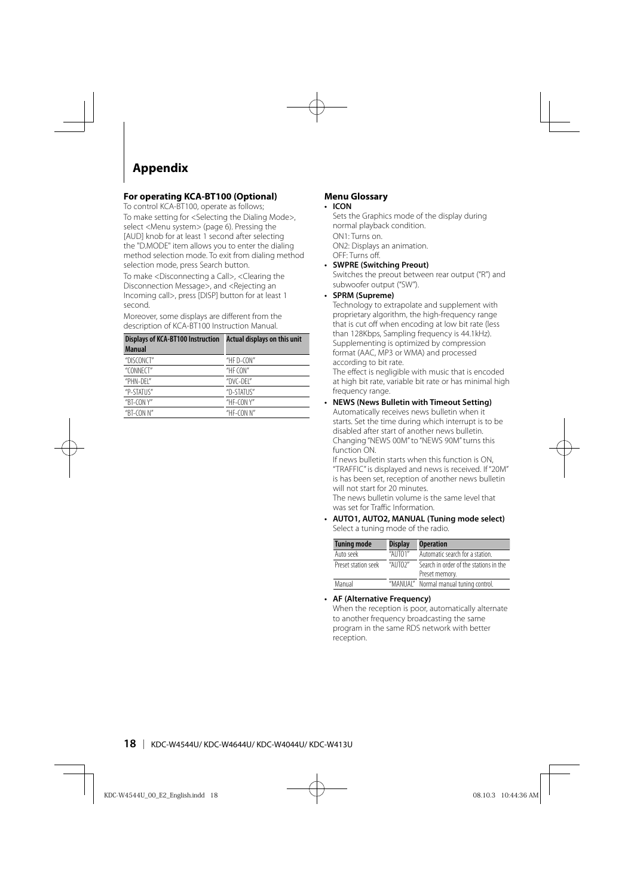# Appendix

### For operating KCA-BT100 (Optional)

To control KCA-BT100, operate as follows;

To make setting for <Selecting the Dialing Mode>, select <Menu system> (page 6). Pressing the [AUD] knob for at least 1 second after selecting the "D.MODE" item allows you to enter the dialing method selection mode. To exit from dialing method selection mode, press Search button.

To make <Disconnecting a Call>, <Clearing the Disconnection Message>, and <Rejecting an Incoming call>, press [DISP] button for at least 1 second.

Moreover, some displays are different from the description of KCA-BT100 Instruction Manual.

| Displays of KCA-BT100 Instruction Manual | Actual displays on this unit |
|---|---|
| "DISCONCT" | "HF D-CON" |
| "CONNECT" | "HF CON" |
| "PHN-DEL" | "DVC-DEL" |
| "P-STATUS" | "D-STATUS" |
| "BT-CON Y" | "HF-CON Y" |
| "BT-CON N" | "HF-CON N" |

### Menu Glossary

- **ICON**
  Sets the Graphics mode of the display during normal playback condition.
  ON1: Turns on.
  ON2: Displays an animation.
  OFF: Turns off.
- **SWPRE (Switching Preout)**
  Switches the preout between rear output ("R") and subwoofer output ("SW").
- **SPRM (Supreme)**
  Technology to extrapolate and supplement with proprietary algorithm, the high-frequency range that is cut off when encoding at low bit rate (less than 128Kbps, Sampling frequency is 44.1kHz). Supplementing is optimized by compression format (AAC, MP3 or WMA) and processed according to bit rate.
  The effect is negligible with music that is encoded at high bit rate, variable bit rate or has minimal high frequency range.
- **NEWS (News Bulletin with Timeout Setting)**
  Automatically receives news bulletin when it starts. Set the time during which interrupt is to be disabled after start of another news bulletin. Changing "NEWS 00M" to "NEWS 90M" turns this function ON.
  If news bulletin starts when this function is ON, "TRAFFIC" is displayed and news is received. If "20M" is has been set, reception of another news bulletin will not start for 20 minutes.
  The news bulletin volume is the same level that was set for Traffic Information.
- **AUTO1, AUTO2, MANUAL (Tuning mode select)**
  Select a tuning mode of the radio.

| Tuning mode | Display | Operation |
|---|---|---|
| Auto seek | "AUTO1" | Automatic search for a station. |
| Preset station seek | "AUTO2" | Search in order of the stations in the Preset memory. |
| Manual | "MANUAL" | Normal manual tuning control. |

- **AF (Alternative Frequency)**
  When the reception is poor, automatically alternate to another frequency broadcasting the same program in the same RDS network with better reception.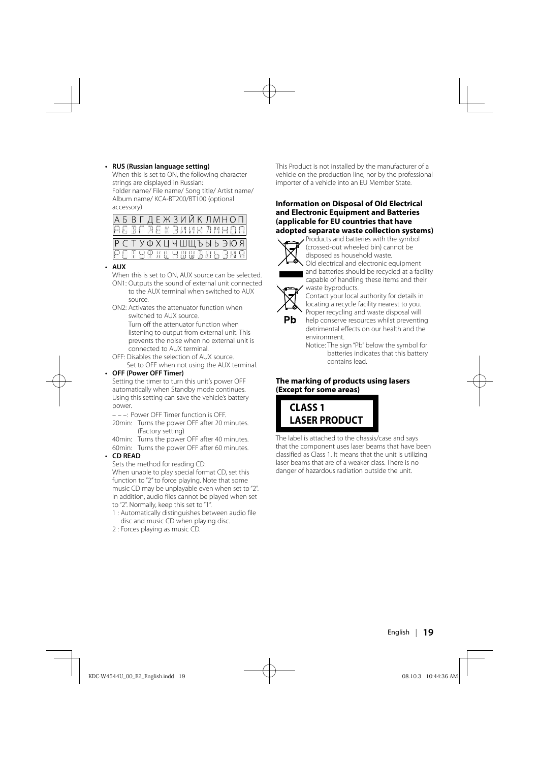- **RUS (Russian language setting)**
  When this is set to ON, the following character strings are displayed in Russian:
  Folder name/ File name/ Song title/ Artist name/ Album name/ KCA-BT200/BT100 (optional accessory)

  | А Б В Г Д Е Ж З И Й К Л М Н О П |
  |---|
  | Р С Т У Ф Х Ц Ч Ш Щ Ъ Ы Ь Э Ю Я |

- **AUX**
  When this is set to ON, AUX source can be selected.
  - ON1: Outputs the sound of external unit connected to the AUX terminal when switched to AUX source.
  - ON2: Activates the attenuator function when switched to AUX source.
    Turn off the attenuator function when listening to output from external unit. This prevents the noise when no external unit is connected to AUX terminal.
  - OFF: Disables the selection of AUX source.
    Set to OFF when not using the AUX terminal.

- **OFF (Power OFF Timer)**
  Setting the timer to turn this unit's power OFF automatically when Standby mode continues.
  Using this setting can save the vehicle's battery power.
  - – – –: Power OFF Timer function is OFF.
  - 20min: Turns the power OFF after 20 minutes. (Factory setting)
  - 40min: Turns the power OFF after 40 minutes.
  - 60min: Turns the power OFF after 60 minutes.

- **CD READ**
  Sets the method for reading CD.
  When unable to play special format CD, set this function to "2" to force playing. Note that some music CD may be unplayable even when set to "2". In addition, audio files cannot be played when set to "2". Normally, keep this set to "1".
  - 1 : Automatically distinguishes between audio file disc and music CD when playing disc.
  - 2 : Forces playing as music CD.

This Product is not installed by the manufacturer of a vehicle on the production line, nor by the professional importer of a vehicle into an EU Member State.

**Information on Disposal of Old Electrical and Electronic Equipment and Batteries (applicable for EU countries that have adopted separate waste collection systems)**

Products and batteries with the symbol (crossed-out wheeled bin) cannot be disposed as household waste.
Old electrical and electronic equipment and batteries should be recycled at a facility capable of handling these items and their waste byproducts.
Contact your local authority for details in locating a recycle facility nearest to you. Proper recycling and waste disposal will help conserve resources whilst preventing detrimental effects on our health and the environment.

Pb

Notice: The sign "Pb" below the symbol for batteries indicates that this battery contains lead.

**The marking of products using lasers (Except for some areas)**

**CLASS 1**
**LASER PRODUCT**

The label is attached to the chassis/case and says that the component uses laser beams that have been classified as Class 1. It means that the unit is utilizing laser beams that are of a weaker class. There is no danger of hazardous radiation outside the unit.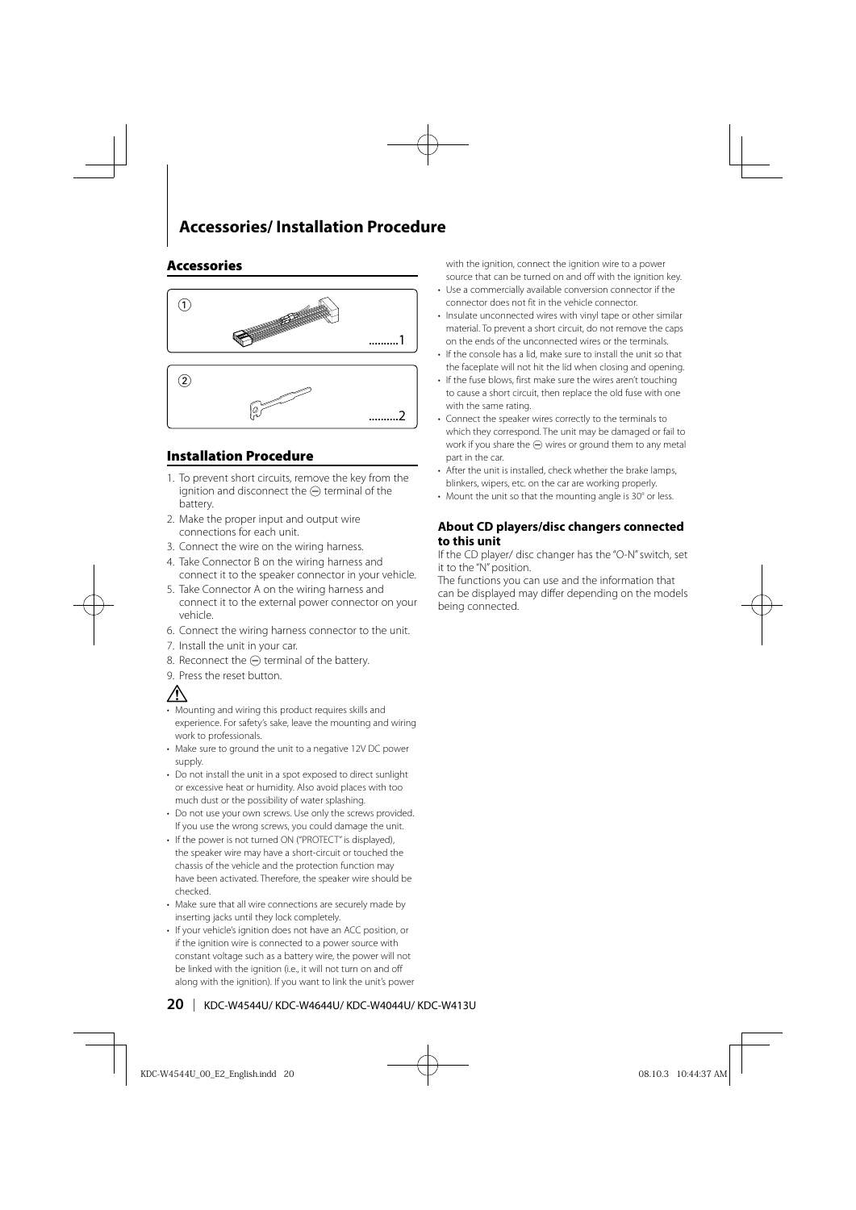# Accessories/ Installation Procedure

## Accessories

①

..........1

②

..........2

## Installation Procedure

1. To prevent short circuits, remove the key from the ignition and disconnect the ⊖ terminal of the battery.
2. Make the proper input and output wire connections for each unit.
3. Connect the wire on the wiring harness.
4. Take Connector B on the wiring harness and connect it to the speaker connector in your vehicle.
5. Take Connector A on the wiring harness and connect it to the external power connector on your vehicle.
6. Connect the wiring harness connector to the unit.
7. Install the unit in your car.
8. Reconnect the ⊖ terminal of the battery.
9. Press the reset button.

⚠

- Mounting and wiring this product requires skills and experience. For safety's sake, leave the mounting and wiring work to professionals.
- Make sure to ground the unit to a negative 12V DC power supply.
- Do not install the unit in a spot exposed to direct sunlight or excessive heat or humidity. Also avoid places with too much dust or the possibility of water splashing.
- Do not use your own screws. Use only the screws provided. If you use the wrong screws, you could damage the unit.
- If the power is not turned ON ("PROTECT" is displayed), the speaker wire may have a short-circuit or touched the chassis of the vehicle and the protection function may have been activated. Therefore, the speaker wire should be checked.
- Make sure that all wire connections are securely made by inserting jacks until they lock completely.
- If your vehicle's ignition does not have an ACC position, or if the ignition wire is connected to a power source with constant voltage such as a battery wire, the power will not be linked with the ignition (i.e., it will not turn on and off along with the ignition). If you want to link the unit's power with the ignition, connect the ignition wire to a power source that can be turned on and off with the ignition key.
- Use a commercially available conversion connector if the connector does not fit in the vehicle connector.
- Insulate unconnected wires with vinyl tape or other similar material. To prevent a short circuit, do not remove the caps on the ends of the unconnected wires or the terminals.
- If the console has a lid, make sure to install the unit so that the faceplate will not hit the lid when closing and opening.
- If the fuse blows, first make sure the wires aren't touching to cause a short circuit, then replace the old fuse with one with the same rating.
- Connect the speaker wires correctly to the terminals to which they correspond. The unit may be damaged or fail to work if you share the ⊖ wires or ground them to any metal part in the car.
- After the unit is installed, check whether the brake lamps, blinkers, wipers, etc. on the car are working properly.
- Mount the unit so that the mounting angle is 30° or less.

### About CD players/disc changers connected to this unit

If the CD player/ disc changer has the "O-N" switch, set it to the "N" position.

The functions you can use and the information that can be displayed may differ depending on the models being connected.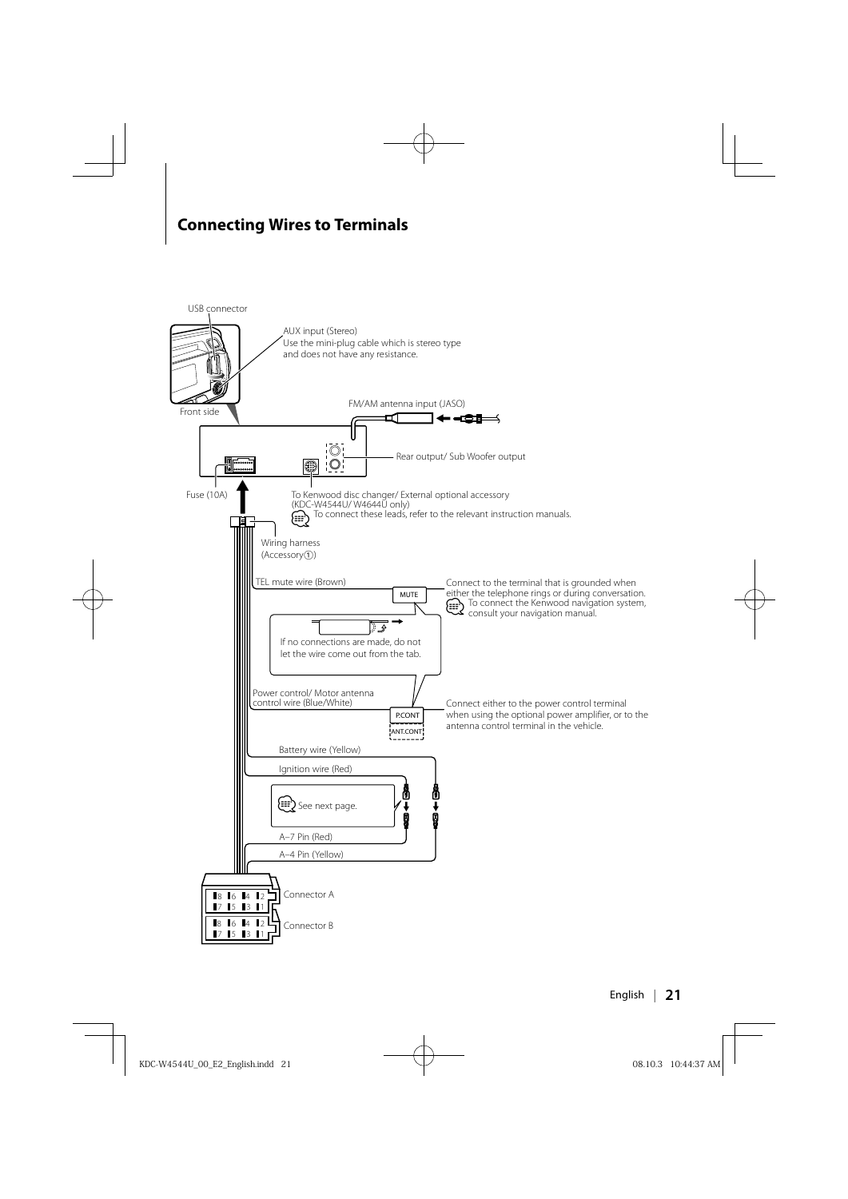# Connecting Wires to Terminals

USB connector

AUX input (Stereo)
Use the mini-plug cable which is stereo type and does not have any resistance.

Front side

FM/AM antenna input (JASO)

Rear output/ Sub Woofer output

Fuse (10A)

To Kenwood disc changer/ External optional accessory (KDC-W4544U/ W4644U only)
To connect these leads, refer to the relevant instruction manuals.

Wiring harness (Accessory①)

TEL mute wire (Brown)

MUTE

Connect to the terminal that is grounded when either the telephone rings or during conversation.
To connect the Kenwood navigation system, consult your navigation manual.

If no connections are made, do not let the wire come out from the tab.

Power control/ Motor antenna control wire (Blue/White)

P.CONT

ANT.CONT

Connect either to the power control terminal when using the optional power amplifier, or to the antenna control terminal in the vehicle.

Battery wire (Yellow)

Ignition wire (Red)

See next page.

A–7 Pin (Red)

A–4 Pin (Yellow)

Connector A

Connector B

KDC-W4544U_00_E2_English.indd 21 08.10.3 10:44:37 AM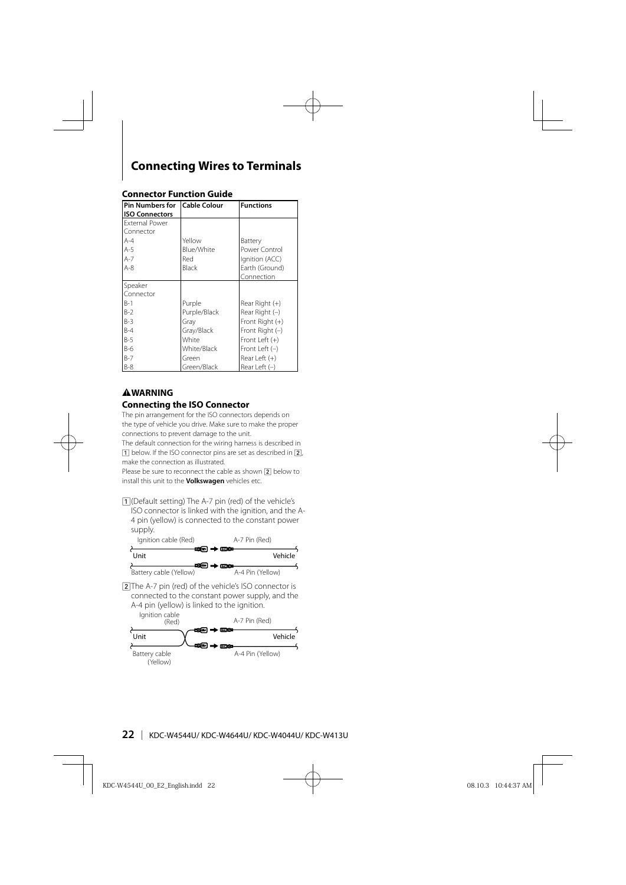# Connecting Wires to Terminals

### Connector Function Guide

| Pin Numbers for ISO Connectors | Cable Colour | Functions |
|---|---|---|
| External Power Connector | | |
| A-4 | Yellow | Battery |
| A-5 | Blue/White | Power Control |
| A-7 | Red | Ignition (ACC) |
| A-8 | Black | Earth (Ground) Connection |
| Speaker Connector | | |
| B-1 | Purple | Rear Right (+) |
| B-2 | Purple/Black | Rear Right (–) |
| B-3 | Gray | Front Right (+) |
| B-4 | Gray/Black | Front Right (–) |
| B-5 | White | Front Left (+) |
| B-6 | White/Black | Front Left (–) |
| B-7 | Green | Rear Left (+) |
| B-8 | Green/Black | Rear Left (–) |

### ⚠WARNING

### Connecting the ISO Connector

The pin arrangement for the ISO connectors depends on the type of vehicle you drive. Make sure to make the proper connections to prevent damage to the unit.

The default connection for the wiring harness is described in [1] below. If the ISO connector pins are set as described in [2], make the connection as illustrated.

Please be sure to reconnect the cable as shown [2] below to install this unit to the **Volkswagen** vehicles etc.

[1] (Default setting) The A-7 pin (red) of the vehicle's ISO connector is linked with the ignition, and the A-4 pin (yellow) is connected to the constant power supply.

Ignition cable (Red) — A-7 Pin (Red)

Unit — Vehicle

Battery cable (Yellow) — A-4 Pin (Yellow)

[2] The A-7 pin (red) of the vehicle's ISO connector is connected to the constant power supply, and the A-4 pin (yellow) is linked to the ignition.

Ignition cable (Red) — A-7 Pin (Red)

Unit — Vehicle

Battery cable (Yellow) — A-4 Pin (Yellow)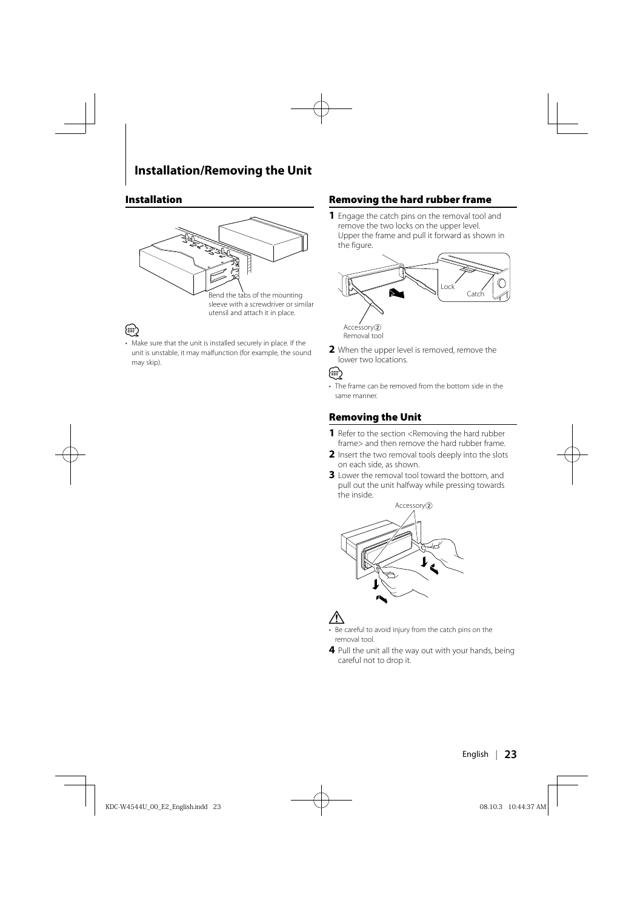## Installation/Removing the Unit

### Installation

Bend the tabs of the mounting sleeve with a screwdriver or similar utensil and attach it in place.

- Make sure that the unit is installed securely in place. If the unit is unstable, it may malfunction (for example, the sound may skip).

### Removing the hard rubber frame

**1** Engage the catch pins on the removal tool and remove the two locks on the upper level. Upper the frame and pull it forward as shown in the figure.

Lock

Catch

Accessory② Removal tool

**2** When the upper level is removed, remove the lower two locations.

- The frame can be removed from the bottom side in the same manner.

### Removing the Unit

**1** Refer to the section <Removing the hard rubber frame> and then remove the hard rubber frame.

**2** Insert the two removal tools deeply into the slots on each side, as shown.

**3** Lower the removal tool toward the bottom, and pull out the unit halfway while pressing towards the inside.

Accessory②

- Be careful to avoid injury from the catch pins on the removal tool.

**4** Pull the unit all the way out with your hands, being careful not to drop it.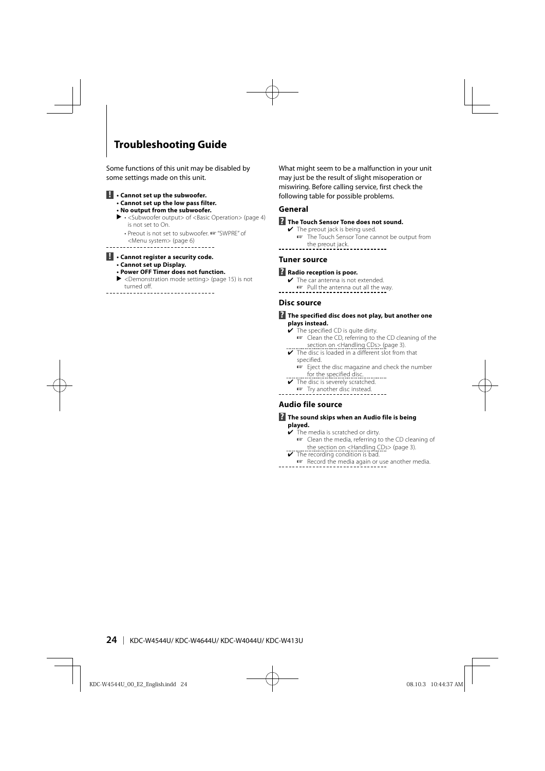# Troubleshooting Guide

Some functions of this unit may be disabled by some settings made on this unit.

**!** **• Cannot set up the subwoofer.**
**• Cannot set up the low pass filter.**
**• No output from the subwoofer.**

▶ • <Subwoofer output> of <Basic Operation> (page 4) is not set to On.
• Preout is not set to subwoofer. ☞ "SWPRE" of <Menu system> (page 6)

---

**!** **• Cannot register a security code.**
**• Cannot set up Display.**
**• Power OFF Timer does not function.**

▶ <Demonstration mode setting> (page 15) is not turned off.

---

What might seem to be a malfunction in your unit may just be the result of slight misoperation or miswiring. Before calling service, first check the following table for possible problems.

## General

**?** **The Touch Sensor Tone does not sound.**

✔ The preout jack is being used.
☞ The Touch Sensor Tone cannot be output from the preout jack.

---

## Tuner source

**?** **Radio reception is poor.**

✔ The car antenna is not extended.
☞ Pull the antenna out all the way.

---

## Disc source

**?** **The specified disc does not play, but another one plays instead.**

✔ The specified CD is quite dirty.
☞ Clean the CD, referring to the CD cleaning of the section on <Handling CDs> (page 3).

✔ The disc is loaded in a different slot from that specified.
☞ Eject the disc magazine and check the number for the specified disc.

✔ The disc is severely scratched.
☞ Try another disc instead.

---

## Audio file source

**?** **The sound skips when an Audio file is being played.**

✔ The media is scratched or dirty.
☞ Clean the media, referring to the CD cleaning of the section on <Handling CDs> (page 3).

✔ The recording condition is bad.
☞ Record the media again or use another media.

---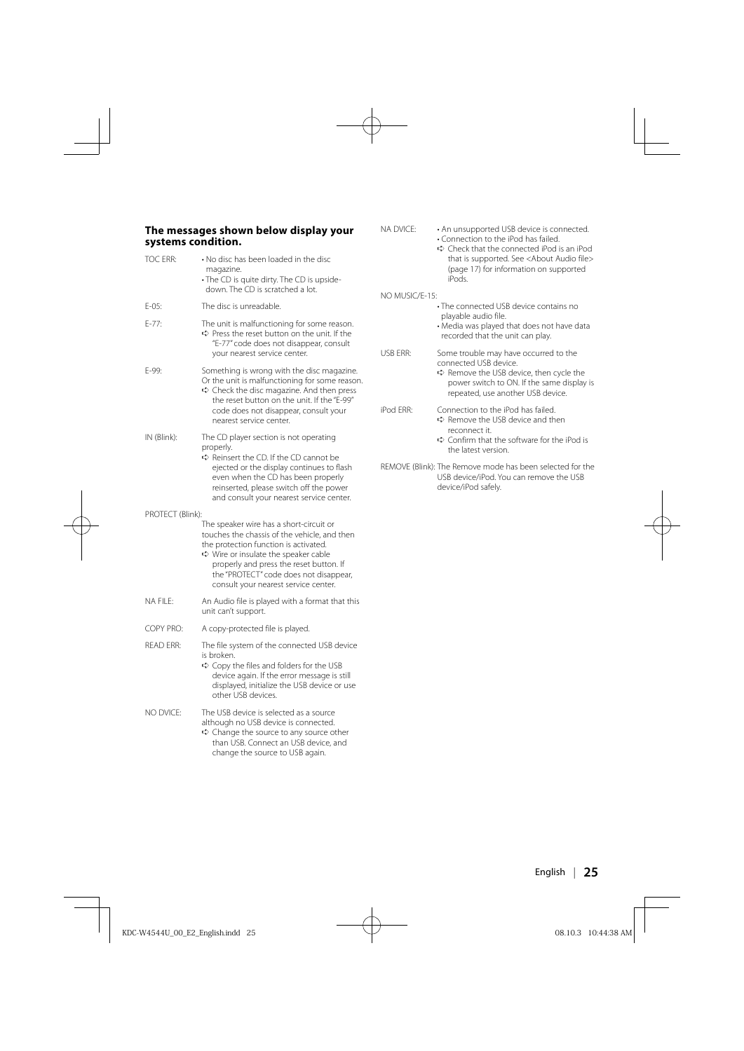### The messages shown below display your systems condition.

TOC ERR:
- No disc has been loaded in the disc magazine.
- The CD is quite dirty. The CD is upside-down. The CD is scratched a lot.

E-05: The disc is unreadable.

E-77: The unit is malfunctioning for some reason.
➪ Press the reset button on the unit. If the "E-77" code does not disappear, consult your nearest service center.

E-99: Something is wrong with the disc magazine. Or the unit is malfunctioning for some reason.
➪ Check the disc magazine. And then press the reset button on the unit. If the "E-99" code does not disappear, consult your nearest service center.

IN (Blink): The CD player section is not operating properly.
➪ Reinsert the CD. If the CD cannot be ejected or the display continues to flash even when the CD has been properly reinserted, please switch off the power and consult your nearest service center.

PROTECT (Blink):
The speaker wire has a short-circuit or touches the chassis of the vehicle, and then the protection function is activated.
➪ Wire or insulate the speaker cable properly and press the reset button. If the "PROTECT" code does not disappear, consult your nearest service center.

NA FILE: An Audio file is played with a format that this unit can't support.

COPY PRO: A copy-protected file is played.

READ ERR: The file system of the connected USB device is broken.
➪ Copy the files and folders for the USB device again. If the error message is still displayed, initialize the USB device or use other USB devices.

NO DVICE: The USB device is selected as a source although no USB device is connected.
➪ Change the source to any source other than USB. Connect an USB device, and change the source to USB again.

NA DVICE:
- An unsupported USB device is connected.
- Connection to the iPod has failed.

➪ Check that the connected iPod is an iPod that is supported. See <About Audio file> (page 17) for information on supported iPods.

NO MUSIC/E-15:
- The connected USB device contains no playable audio file.
- Media was played that does not have data recorded that the unit can play.

USB ERR: Some trouble may have occurred to the connected USB device.
➪ Remove the USB device, then cycle the power switch to ON. If the same display is repeated, use another USB device.

iPod ERR: Connection to the iPod has failed.
➪ Remove the USB device and then reconnect it.
➪ Confirm that the software for the iPod is the latest version.

REMOVE (Blink): The Remove mode has been selected for the USB device/iPod. You can remove the USB device/iPod safely.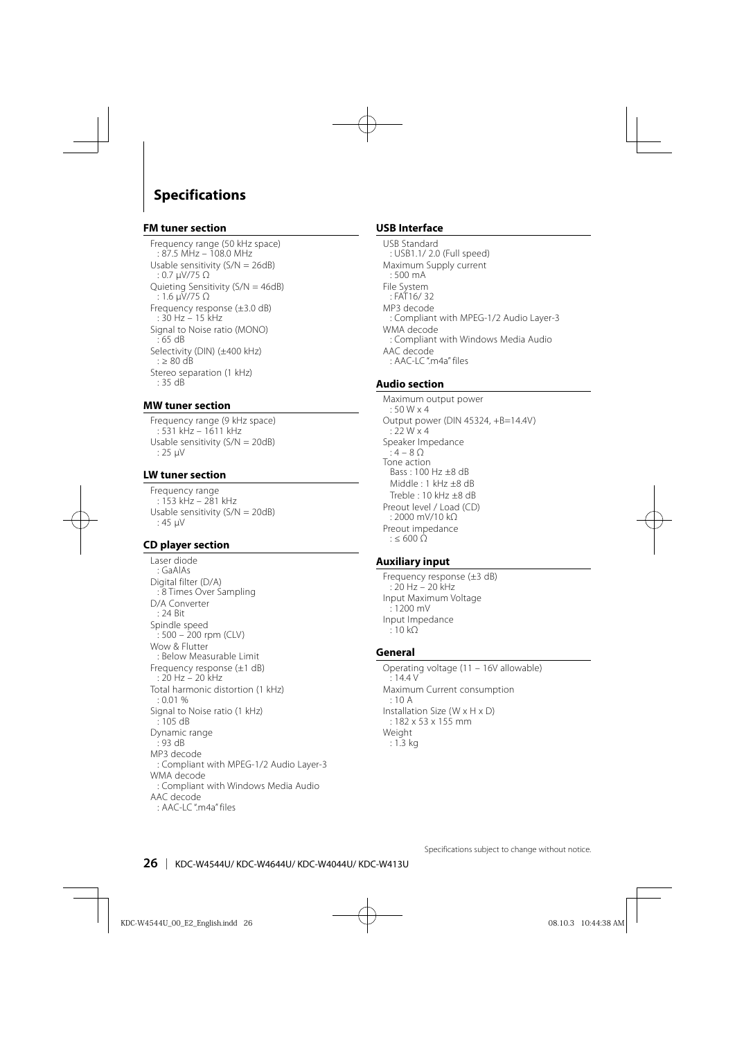# Specifications

## FM tuner section

Frequency range (50 kHz space)
: 87.5 MHz – 108.0 MHz
Usable sensitivity (S/N = 26dB)
: 0.7 μV/75 Ω
Quieting Sensitivity (S/N = 46dB)
: 1.6 μV/75 Ω
Frequency response (±3.0 dB)
: 30 Hz – 15 kHz
Signal to Noise ratio (MONO)
: 65 dB
Selectivity (DIN) (±400 kHz)
: ≥ 80 dB
Stereo separation (1 kHz)
: 35 dB

## MW tuner section

Frequency range (9 kHz space)
: 531 kHz – 1611 kHz
Usable sensitivity (S/N = 20dB)
: 25 μV

## LW tuner section

Frequency range
: 153 kHz – 281 kHz
Usable sensitivity (S/N = 20dB)
: 45 μV

## CD player section

Laser diode
: GaAlAs
Digital filter (D/A)
: 8 Times Over Sampling
D/A Converter
: 24 Bit
Spindle speed
: 500 – 200 rpm (CLV)
Wow & Flutter
: Below Measurable Limit
Frequency response (±1 dB)
: 20 Hz – 20 kHz
Total harmonic distortion (1 kHz)
: 0.01 %
Signal to Noise ratio (1 kHz)
: 105 dB
Dynamic range
: 93 dB
MP3 decode
: Compliant with MPEG-1/2 Audio Layer-3
WMA decode
: Compliant with Windows Media Audio
AAC decode
: AAC-LC ".m4a" files

## USB Interface

USB Standard
: USB1.1/ 2.0 (Full speed)
Maximum Supply current
: 500 mA
File System
: FAT16/ 32
MP3 decode
: Compliant with MPEG-1/2 Audio Layer-3
WMA decode
: Compliant with Windows Media Audio
AAC decode
: AAC-LC ".m4a" files

## Audio section

Maximum output power
: 50 W x 4
Output power (DIN 45324, +B=14.4V)
: 22 W x 4
Speaker Impedance
: 4 – 8 Ω
Tone action
Bass : 100 Hz ±8 dB
Middle : 1 kHz ±8 dB
Treble : 10 kHz ±8 dB
Preout level / Load (CD)
: 2000 mV/10 kΩ
Preout impedance
: ≤ 600 Ω

## Auxiliary input

Frequency response (±3 dB)
: 20 Hz – 20 kHz
Input Maximum Voltage
: 1200 mV
Input Impedance
: 10 kΩ

## General

Operating voltage (11 – 16V allowable)
: 14.4 V
Maximum Current consumption
: 10 A
Installation Size (W x H x D)
: 182 x 53 x 155 mm
Weight
: 1.3 kg

Specifications subject to change without notice.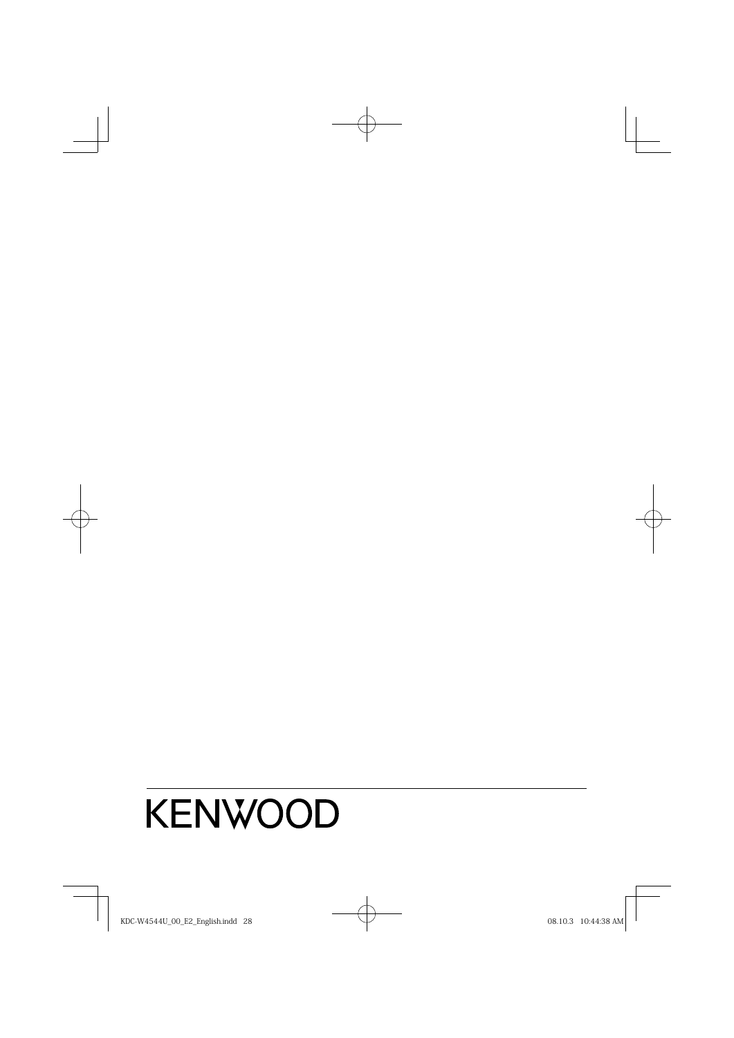KENWOOD